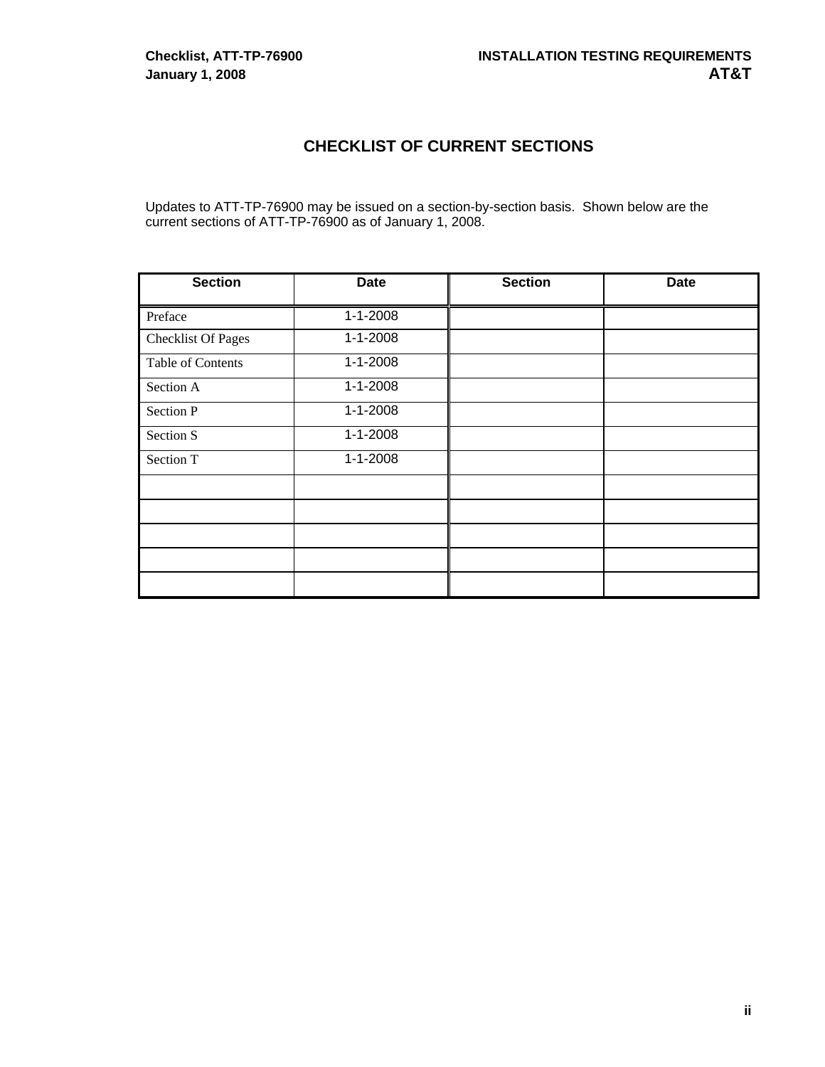# CHECKLIST OF CURRENT SECTIONS

Updates to ATT-TP-76900 may be issued on a section-by-section basis. Shown below are the current sections of ATT-TP-76900 as of January 1, 2008.

| Section | Date | Section | Date |
|---|---|---|---|
| Preface | 1-1-2008 | | |
| Checklist Of Pages | 1-1-2008 | | |
| Table of Contents | 1-1-2008 | | |
| Section A | 1-1-2008 | | |
| Section P | 1-1-2008 | | |
| Section S | 1-1-2008 | | |
| Section T | 1-1-2008 | | |
| | | | |
| | | | |
| | | | |
| | | | |
| | | | |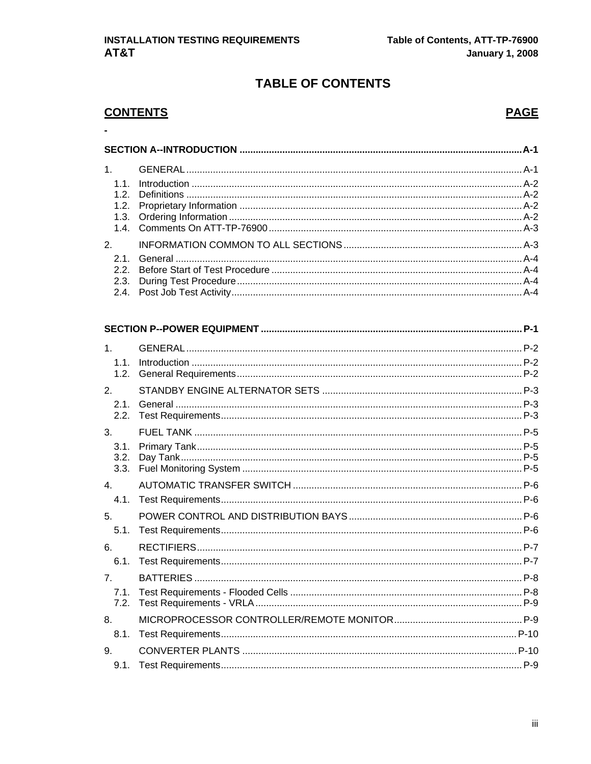# TABLE OF CONTENTS

| CONTENTS | PAGE |
| --- | --- |
| - | |
| **SECTION A--INTRODUCTION** | **A-1** |
| 1. GENERAL | A-1 |
| 1.1. Introduction | A-2 |
| 1.2. Definitions | A-2 |
| 1.2. Proprietary Information | A-2 |
| 1.3. Ordering Information | A-2 |
| 1.4. Comments On ATT-TP-76900 | A-3 |
| 2. INFORMATION COMMON TO ALL SECTIONS | A-3 |
| 2.1. General | A-4 |
| 2.2. Before Start of Test Procedure | A-4 |
| 2.3. During Test Procedure | A-4 |
| 2.4. Post Job Test Activity | A-4 |
| **SECTION P--POWER EQUIPMENT** | **P-1** |
| 1. GENERAL | P-2 |
| 1.1. Introduction | P-2 |
| 1.2. General Requirements | P-2 |
| 2. STANDBY ENGINE ALTERNATOR SETS | P-3 |
| 2.1. General | P-3 |
| 2.2. Test Requirements | P-3 |
| 3. FUEL TANK | P-5 |
| 3.1. Primary Tank | P-5 |
| 3.2. Day Tank | P-5 |
| 3.3. Fuel Monitoring System | P-5 |
| 4. AUTOMATIC TRANSFER SWITCH | P-6 |
| 4.1. Test Requirements | P-6 |
| 5. POWER CONTROL AND DISTRIBUTION BAYS | P-6 |
| 5.1. Test Requirements | P-6 |
| 6. RECTIFIERS | P-7 |
| 6.1. Test Requirements | P-7 |
| 7. BATTERIES | P-8 |
| 7.1. Test Requirements - Flooded Cells | P-8 |
| 7.2. Test Requirements - VRLA | P-9 |
| 8. MICROPROCESSOR CONTROLLER/REMOTE MONITOR | P-9 |
| 8.1. Test Requirements | P-10 |
| 9. CONVERTER PLANTS | P-10 |
| 9.1. Test Requirements | P-9 |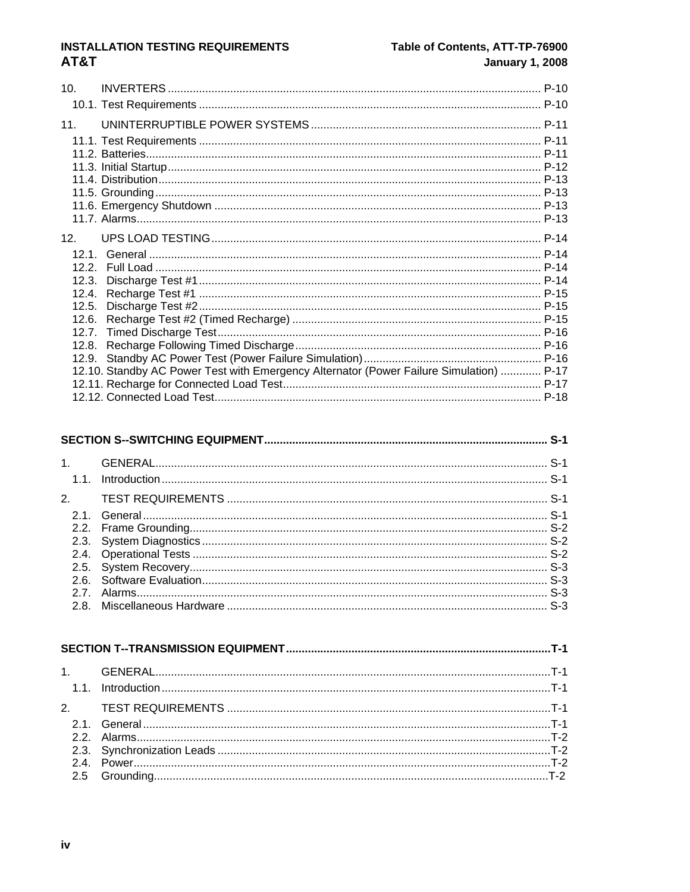10. INVERTERS ........................................................................................................ P-10
   10.1. Test Requirements ............................................................................................. P-10

11. UNINTERRUPTIBLE POWER SYSTEMS ......................................................................... P-11
   11.1. Test Requirements ............................................................................................. P-11
   11.2. Batteries.............................................................................................................. P-11
   11.3. Initial Startup ....................................................................................................... P-12
   11.4. Distribution .......................................................................................................... P-13
   11.5. Grounding ........................................................................................................... P-13
   11.6. Emergency Shutdown ......................................................................................... P-13
   11.7. Alarms................................................................................................................. P-13

12. UPS LOAD TESTING ......................................................................................................... P-14
   12.1. General .............................................................................................................. P-14
   12.2. Full Load ............................................................................................................ P-14
   12.3. Discharge Test #1 ............................................................................................... P-14
   12.4. Recharge Test #1 ............................................................................................... P-15
   12.5. Discharge Test #2 ............................................................................................... P-15
   12.6. Recharge Test #2 (Timed Recharge) ................................................................. P-15
   12.7. Timed Discharge Test ......................................................................................... P-16
   12.8. Recharge Following Timed Discharge ................................................................ P-16
   12.9. Standby AC Power Test (Power Failure Simulation) ........................................... P-16
   12.10. Standby AC Power Test with Emergency Alternator (Power Failure Simulation) ............. P-17
   12.11. Recharge for Connected Load Test ................................................................... P-17
   12.12. Connected Load Test......................................................................................... P-18

**SECTION S--SWITCHING EQUIPMENT ......................................................................................... S-1**

1. GENERAL............................................................................................................................ S-1
   1.1. Introduction .......................................................................................................... S-1

2. TEST REQUIREMENTS ..................................................................................................... S-1
   2.1. General ................................................................................................................ S-1
   2.2. Frame Grounding.................................................................................................. S-2
   2.3. System Diagnostics ............................................................................................. S-2
   2.4. Operational Tests ................................................................................................. S-2
   2.5. System Recovery.................................................................................................. S-3
   2.6. Software Evaluation.............................................................................................. S-3
   2.7. Alarms................................................................................................................... S-3
   2.8. Miscellaneous Hardware ...................................................................................... S-3

**SECTION T--TRANSMISSION EQUIPMENT .....................................................................................T-1**

1. GENERAL.............................................................................................................................T-1
   1.1. Introduction ...........................................................................................................T-1

2. TEST REQUIREMENTS ......................................................................................................T-1
   2.1. General .................................................................................................................T-1
   2.2. Alarms...................................................................................................................T-2
   2.3. Synchronization Leads .........................................................................................T-2
   2.4. Power....................................................................................................................T-2
   2.5 Grounding.............................................................................................................T-2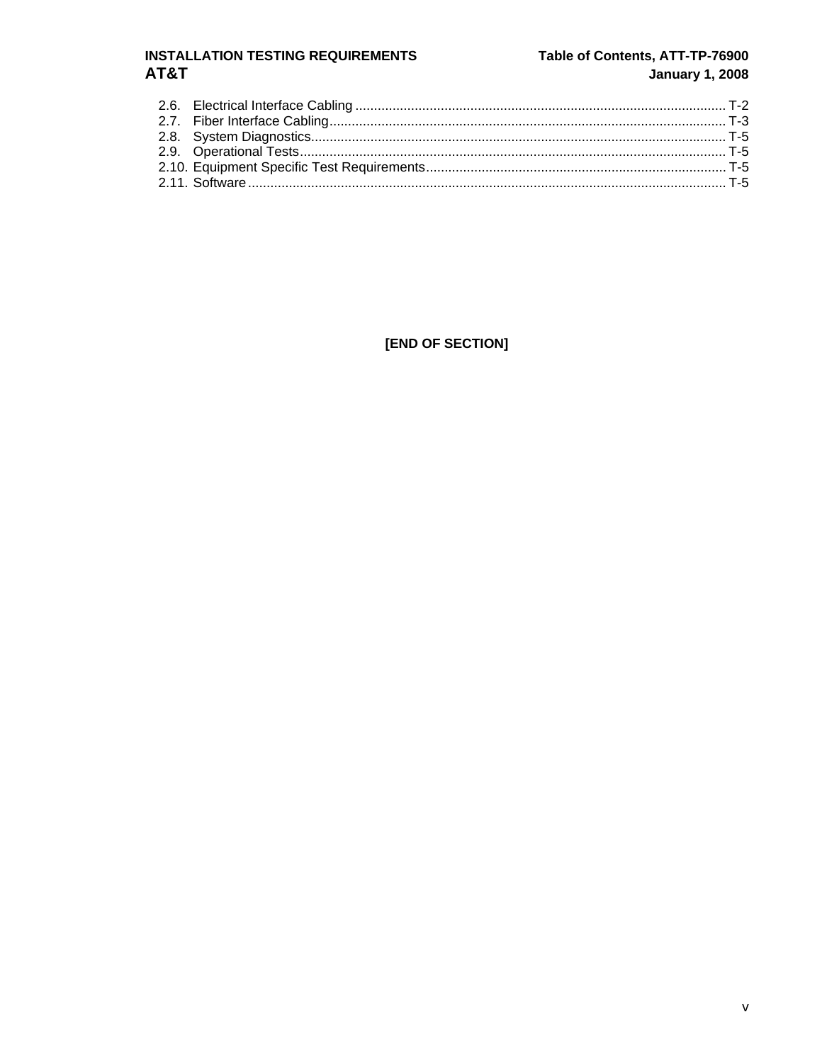2.6. Electrical Interface Cabling ........................................................................................................ T-2
2.7. Fiber Interface Cabling.................................................................................................................. T-3
2.8. System Diagnostics........................................................................................................................ T-5
2.9. Operational Tests............................................................................................................................ T-5
2.10. Equipment Specific Test Requirements......................................................................................... T-5
2.11. Software.......................................................................................................................................... T-5

**[END OF SECTION]**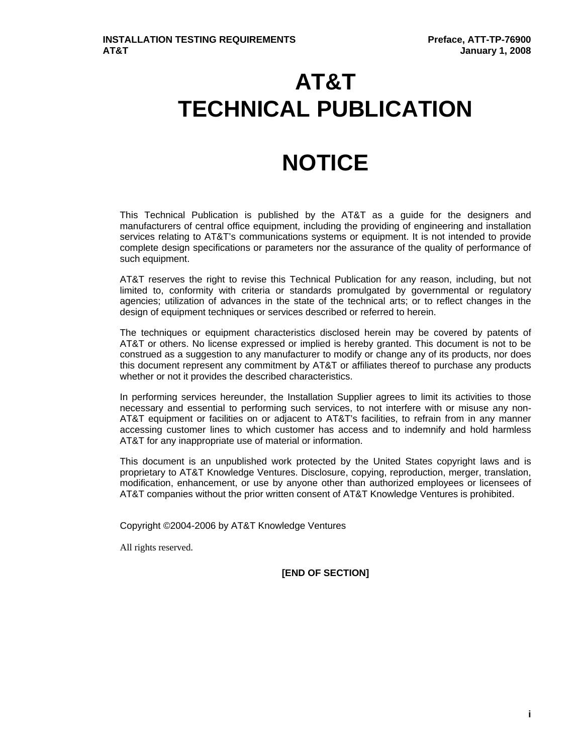# AT&T TECHNICAL PUBLICATION

# NOTICE

This Technical Publication is published by the AT&T as a guide for the designers and manufacturers of central office equipment, including the providing of engineering and installation services relating to AT&T's communications systems or equipment. It is not intended to provide complete design specifications or parameters nor the assurance of the quality of performance of such equipment.

AT&T reserves the right to revise this Technical Publication for any reason, including, but not limited to, conformity with criteria or standards promulgated by governmental or regulatory agencies; utilization of advances in the state of the technical arts; or to reflect changes in the design of equipment techniques or services described or referred to herein.

The techniques or equipment characteristics disclosed herein may be covered by patents of AT&T or others. No license expressed or implied is hereby granted. This document is not to be construed as a suggestion to any manufacturer to modify or change any of its products, nor does this document represent any commitment by AT&T or affiliates thereof to purchase any products whether or not it provides the described characteristics.

In performing services hereunder, the Installation Supplier agrees to limit its activities to those necessary and essential to performing such services, to not interfere with or misuse any non-AT&T equipment or facilities on or adjacent to AT&T's facilities, to refrain from in any manner accessing customer lines to which customer has access and to indemnify and hold harmless AT&T for any inappropriate use of material or information.

This document is an unpublished work protected by the United States copyright laws and is proprietary to AT&T Knowledge Ventures. Disclosure, copying, reproduction, merger, translation, modification, enhancement, or use by anyone other than authorized employees or licensees of AT&T companies without the prior written consent of AT&T Knowledge Ventures is prohibited.

Copyright ©2004-2006 by AT&T Knowledge Ventures

All rights reserved.

**[END OF SECTION]**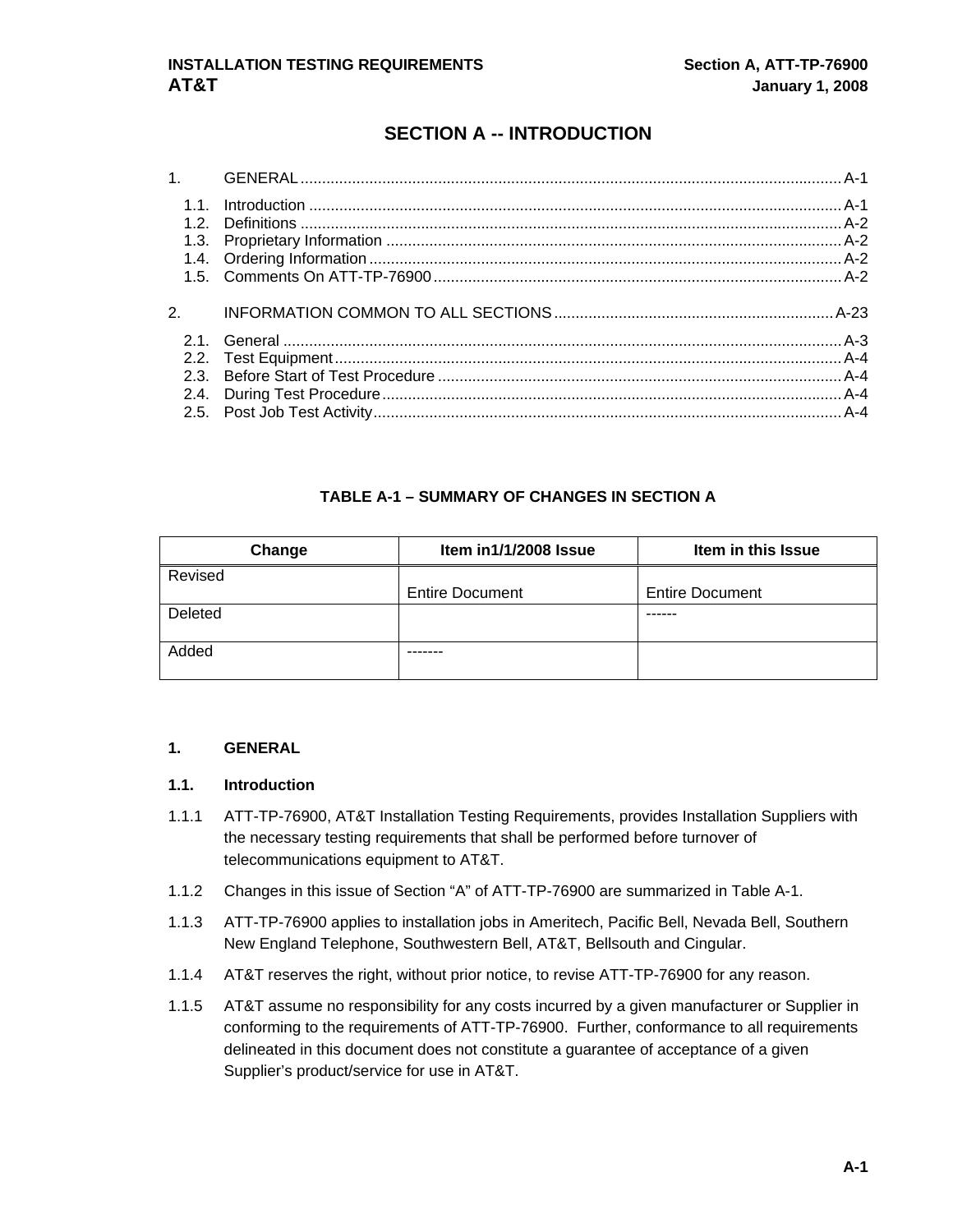# SECTION A -- INTRODUCTION

1. GENERAL ............ A-1
   - 1.1. Introduction ............ A-1
   - 1.2. Definitions ............ A-2
   - 1.3. Proprietary Information ............ A-2
   - 1.4. Ordering Information ............ A-2
   - 1.5. Comments On ATT-TP-76900 ............ A-2

2. INFORMATION COMMON TO ALL SECTIONS ............ A-23
   - 2.1. General ............ A-3
   - 2.2. Test Equipment ............ A-4
   - 2.3. Before Start of Test Procedure ............ A-4
   - 2.4. During Test Procedure ............ A-4
   - 2.5. Post Job Test Activity ............ A-4

**TABLE A-1 – SUMMARY OF CHANGES IN SECTION A**

| Change | Item in1/1/2008 Issue | Item in this Issue |
|---|---|---|
| Revised | Entire Document | Entire Document |
| Deleted | | ------ |
| Added | ------- | |

## 1. GENERAL

### 1.1. Introduction

1.1.1 ATT-TP-76900, AT&T Installation Testing Requirements, provides Installation Suppliers with the necessary testing requirements that shall be performed before turnover of telecommunications equipment to AT&T.

1.1.2 Changes in this issue of Section “A” of ATT-TP-76900 are summarized in Table A-1.

1.1.3 ATT-TP-76900 applies to installation jobs in Ameritech, Pacific Bell, Nevada Bell, Southern New England Telephone, Southwestern Bell, AT&T, Bellsouth and Cingular.

1.1.4 AT&T reserves the right, without prior notice, to revise ATT-TP-76900 for any reason.

1.1.5 AT&T assume no responsibility for any costs incurred by a given manufacturer or Supplier in conforming to the requirements of ATT-TP-76900. Further, conformance to all requirements delineated in this document does not constitute a guarantee of acceptance of a given Supplier’s product/service for use in AT&T.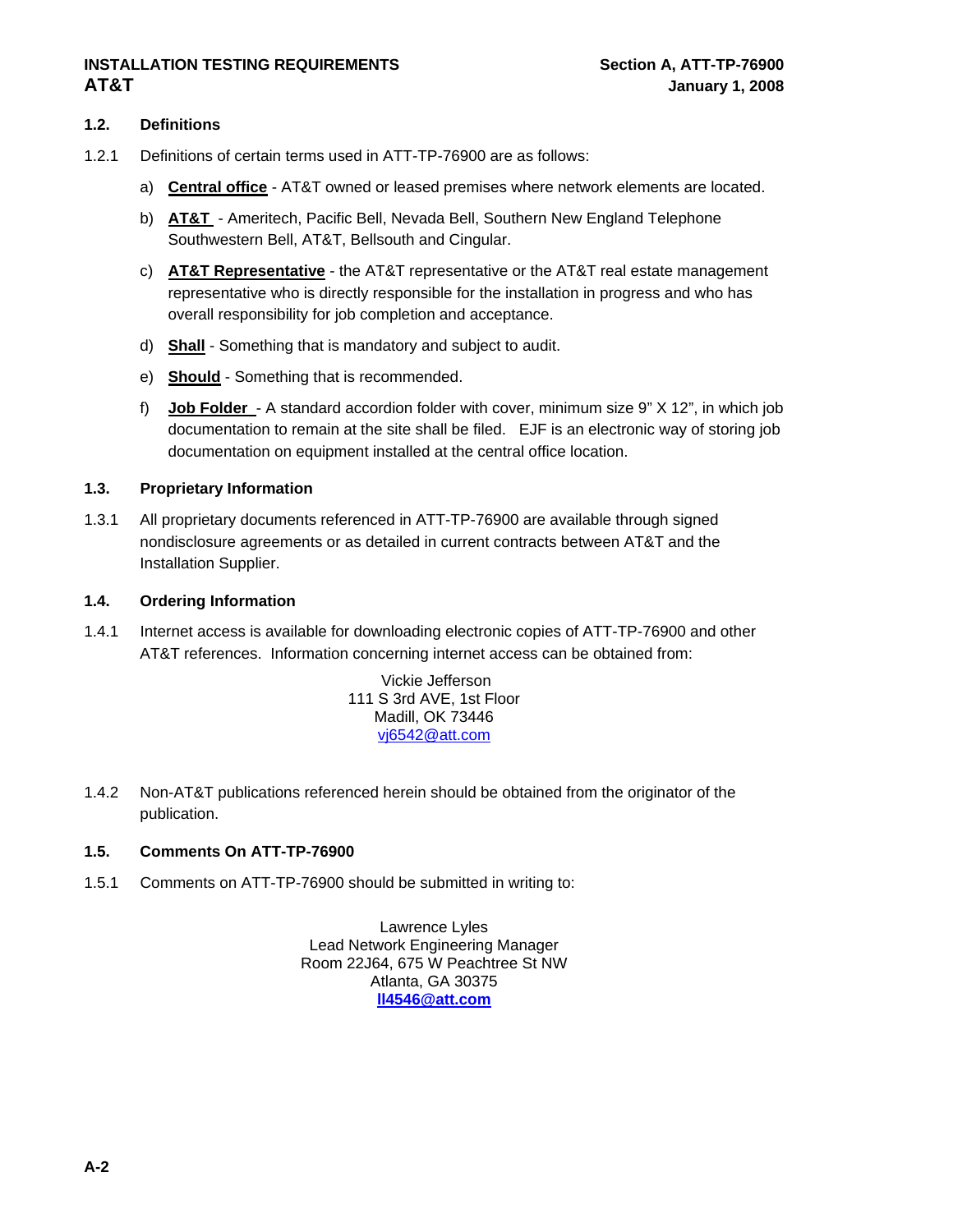## 1.2. Definitions

1.2.1 Definitions of certain terms used in ATT-TP-76900 are as follows:

a) **Central office** - AT&T owned or leased premises where network elements are located.

b) **AT&T** - Ameritech, Pacific Bell, Nevada Bell, Southern New England Telephone Southwestern Bell, AT&T, Bellsouth and Cingular.

c) **AT&T Representative** - the AT&T representative or the AT&T real estate management representative who is directly responsible for the installation in progress and who has overall responsibility for job completion and acceptance.

d) **Shall** - Something that is mandatory and subject to audit.

e) **Should** - Something that is recommended.

f) **Job Folder** - A standard accordion folder with cover, minimum size 9" X 12", in which job documentation to remain at the site shall be filed. EJF is an electronic way of storing job documentation on equipment installed at the central office location.

## 1.3. Proprietary Information

1.3.1 All proprietary documents referenced in ATT-TP-76900 are available through signed nondisclosure agreements or as detailed in current contracts between AT&T and the Installation Supplier.

## 1.4. Ordering Information

1.4.1 Internet access is available for downloading electronic copies of ATT-TP-76900 and other AT&T references. Information concerning internet access can be obtained from:

Vickie Jefferson
111 S 3rd AVE, 1st Floor
Madill, OK 73446
vj6542@att.com

1.4.2 Non-AT&T publications referenced herein should be obtained from the originator of the publication.

## 1.5. Comments On ATT-TP-76900

1.5.1 Comments on ATT-TP-76900 should be submitted in writing to:

Lawrence Lyles
Lead Network Engineering Manager
Room 22J64, 675 W Peachtree St NW
Atlanta, GA 30375
**ll4546@att.com**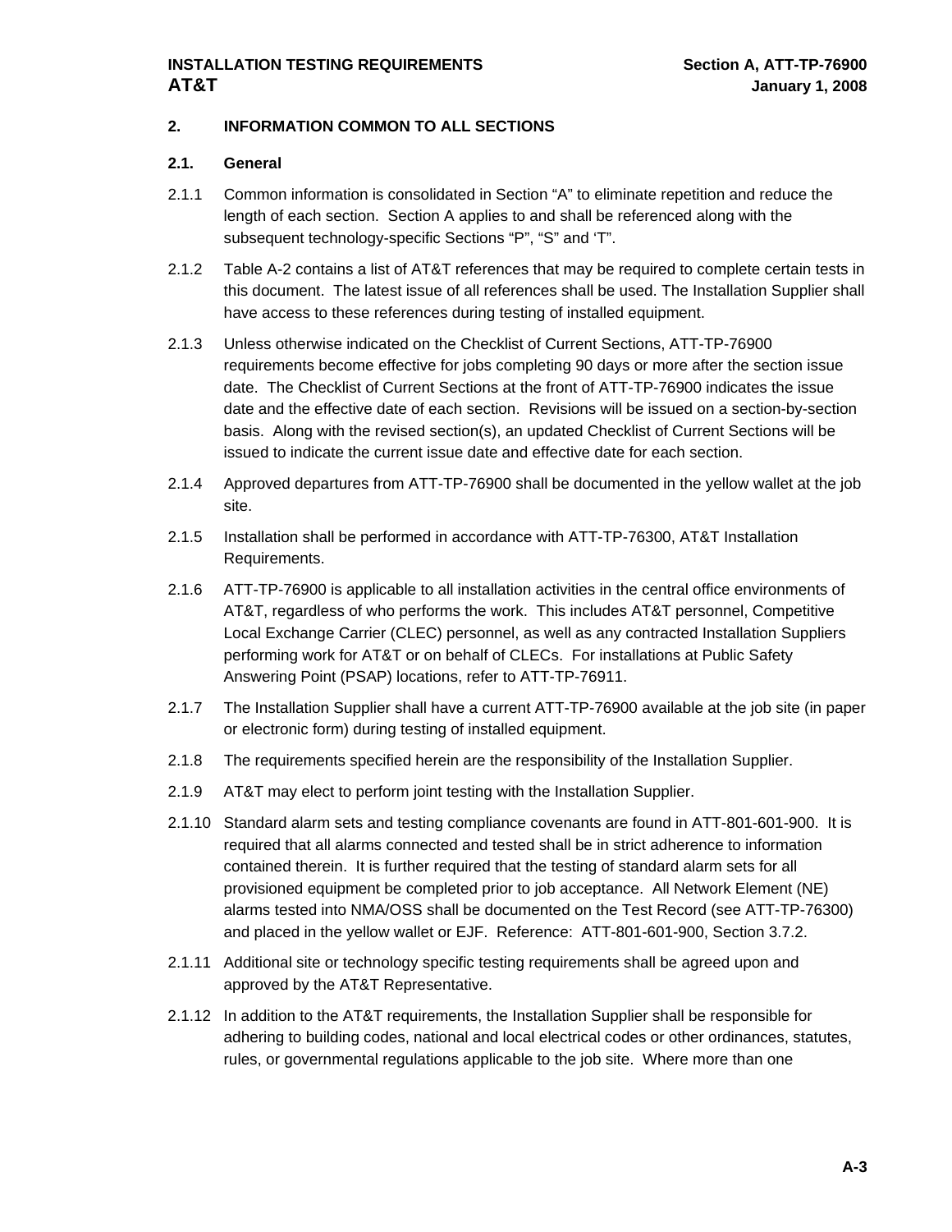## 2. INFORMATION COMMON TO ALL SECTIONS

### 2.1. General

2.1.1 Common information is consolidated in Section "A" to eliminate repetition and reduce the length of each section. Section A applies to and shall be referenced along with the subsequent technology-specific Sections "P", "S" and 'T".

2.1.2 Table A-2 contains a list of AT&T references that may be required to complete certain tests in this document. The latest issue of all references shall be used. The Installation Supplier shall have access to these references during testing of installed equipment.

2.1.3 Unless otherwise indicated on the Checklist of Current Sections, ATT-TP-76900 requirements become effective for jobs completing 90 days or more after the section issue date. The Checklist of Current Sections at the front of ATT-TP-76900 indicates the issue date and the effective date of each section. Revisions will be issued on a section-by-section basis. Along with the revised section(s), an updated Checklist of Current Sections will be issued to indicate the current issue date and effective date for each section.

2.1.4 Approved departures from ATT-TP-76900 shall be documented in the yellow wallet at the job site.

2.1.5 Installation shall be performed in accordance with ATT-TP-76300, AT&T Installation Requirements.

2.1.6 ATT-TP-76900 is applicable to all installation activities in the central office environments of AT&T, regardless of who performs the work. This includes AT&T personnel, Competitive Local Exchange Carrier (CLEC) personnel, as well as any contracted Installation Suppliers performing work for AT&T or on behalf of CLECs. For installations at Public Safety Answering Point (PSAP) locations, refer to ATT-TP-76911.

2.1.7 The Installation Supplier shall have a current ATT-TP-76900 available at the job site (in paper or electronic form) during testing of installed equipment.

2.1.8 The requirements specified herein are the responsibility of the Installation Supplier.

2.1.9 AT&T may elect to perform joint testing with the Installation Supplier.

2.1.10 Standard alarm sets and testing compliance covenants are found in ATT-801-601-900. It is required that all alarms connected and tested shall be in strict adherence to information contained therein. It is further required that the testing of standard alarm sets for all provisioned equipment be completed prior to job acceptance. All Network Element (NE) alarms tested into NMA/OSS shall be documented on the Test Record (see ATT-TP-76300) and placed in the yellow wallet or EJF. Reference: ATT-801-601-900, Section 3.7.2.

2.1.11 Additional site or technology specific testing requirements shall be agreed upon and approved by the AT&T Representative.

2.1.12 In addition to the AT&T requirements, the Installation Supplier shall be responsible for adhering to building codes, national and local electrical codes or other ordinances, statutes, rules, or governmental regulations applicable to the job site. Where more than one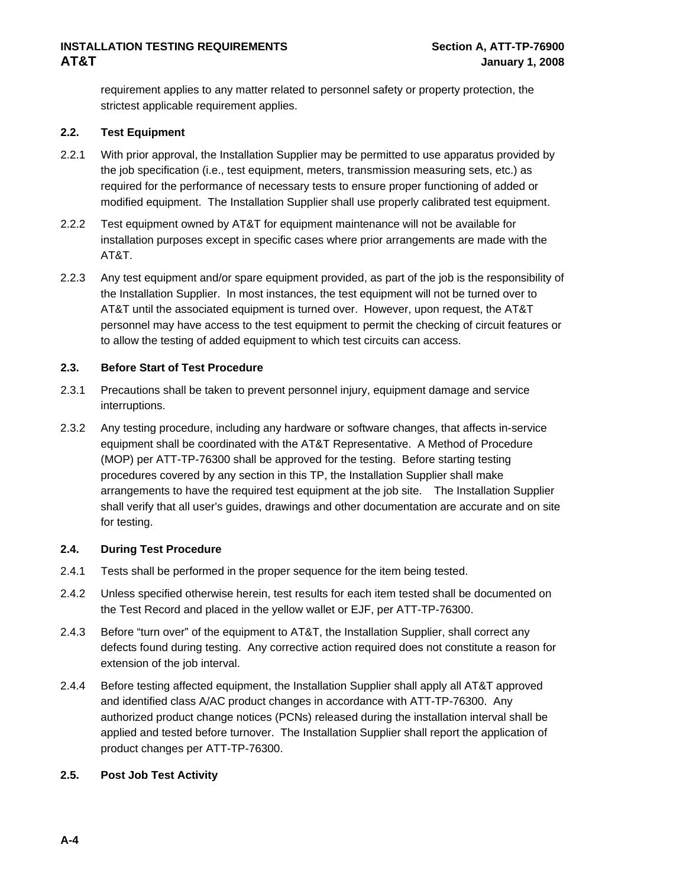requirement applies to any matter related to personnel safety or property protection, the strictest applicable requirement applies.

## 2.2. Test Equipment

2.2.1 With prior approval, the Installation Supplier may be permitted to use apparatus provided by the job specification (i.e., test equipment, meters, transmission measuring sets, etc.) as required for the performance of necessary tests to ensure proper functioning of added or modified equipment. The Installation Supplier shall use properly calibrated test equipment.

2.2.2 Test equipment owned by AT&T for equipment maintenance will not be available for installation purposes except in specific cases where prior arrangements are made with the AT&T.

2.2.3 Any test equipment and/or spare equipment provided, as part of the job is the responsibility of the Installation Supplier. In most instances, the test equipment will not be turned over to AT&T until the associated equipment is turned over. However, upon request, the AT&T personnel may have access to the test equipment to permit the checking of circuit features or to allow the testing of added equipment to which test circuits can access.

## 2.3. Before Start of Test Procedure

2.3.1 Precautions shall be taken to prevent personnel injury, equipment damage and service interruptions.

2.3.2 Any testing procedure, including any hardware or software changes, that affects in-service equipment shall be coordinated with the AT&T Representative. A Method of Procedure (MOP) per ATT-TP-76300 shall be approved for the testing. Before starting testing procedures covered by any section in this TP, the Installation Supplier shall make arrangements to have the required test equipment at the job site. The Installation Supplier shall verify that all user's guides, drawings and other documentation are accurate and on site for testing.

## 2.4. During Test Procedure

2.4.1 Tests shall be performed in the proper sequence for the item being tested.

2.4.2 Unless specified otherwise herein, test results for each item tested shall be documented on the Test Record and placed in the yellow wallet or EJF, per ATT-TP-76300.

2.4.3 Before "turn over" of the equipment to AT&T, the Installation Supplier, shall correct any defects found during testing. Any corrective action required does not constitute a reason for extension of the job interval.

2.4.4 Before testing affected equipment, the Installation Supplier shall apply all AT&T approved and identified class A/AC product changes in accordance with ATT-TP-76300. Any authorized product change notices (PCNs) released during the installation interval shall be applied and tested before turnover. The Installation Supplier shall report the application of product changes per ATT-TP-76300.

## 2.5. Post Job Test Activity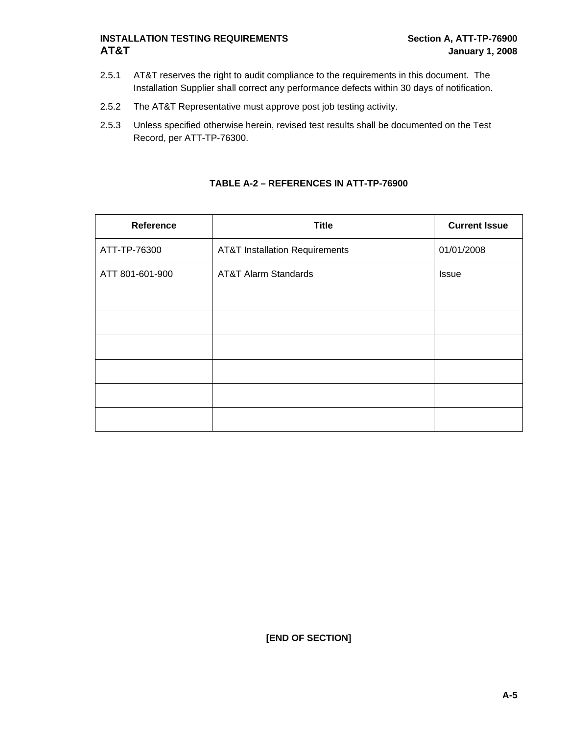2.5.1 AT&T reserves the right to audit compliance to the requirements in this document. The Installation Supplier shall correct any performance defects within 30 days of notification.

2.5.2 The AT&T Representative must approve post job testing activity.

2.5.3 Unless specified otherwise herein, revised test results shall be documented on the Test Record, per ATT-TP-76300.

**TABLE A-2 – REFERENCES IN ATT-TP-76900**

| Reference | Title | Current Issue |
|---|---|---|
| ATT-TP-76300 | AT&T Installation Requirements | 01/01/2008 |
| ATT 801-601-900 | AT&T Alarm Standards | Issue |
| | | |
| | | |
| | | |
| | | |
| | | |
| | | |

**[END OF SECTION]**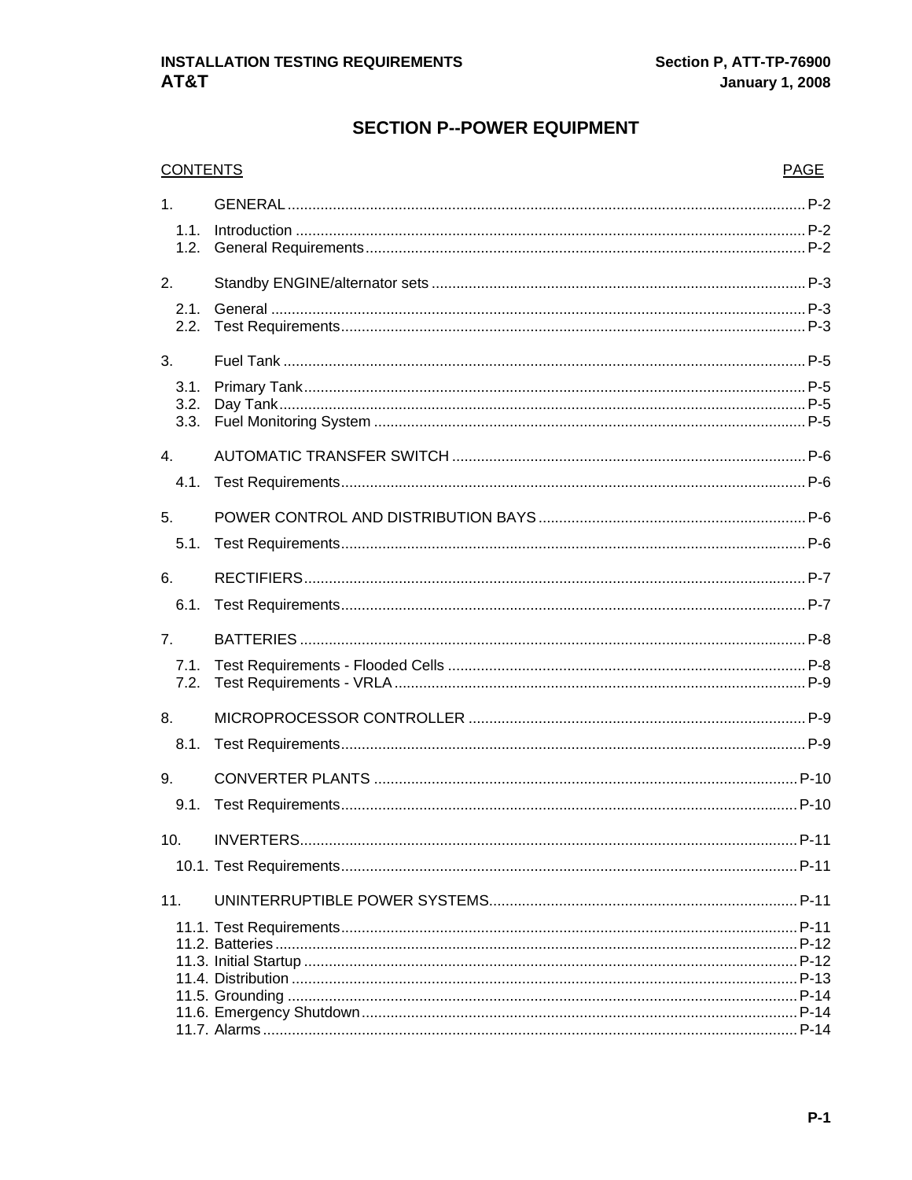# SECTION P--POWER EQUIPMENT

| CONTENTS | | PAGE |
|---|---|---|
| 1. | GENERAL | P-2 |
| 1.1. | Introduction | P-2 |
| 1.2. | General Requirements | P-2 |
| 2. | Standby ENGINE/alternator sets | P-3 |
| 2.1. | General | P-3 |
| 2.2. | Test Requirements | P-3 |
| 3. | Fuel Tank | P-5 |
| 3.1. | Primary Tank | P-5 |
| 3.2. | Day Tank | P-5 |
| 3.3. | Fuel Monitoring System | P-5 |
| 4. | AUTOMATIC TRANSFER SWITCH | P-6 |
| 4.1. | Test Requirements | P-6 |
| 5. | POWER CONTROL AND DISTRIBUTION BAYS | P-6 |
| 5.1. | Test Requirements | P-6 |
| 6. | RECTIFIERS | P-7 |
| 6.1. | Test Requirements | P-7 |
| 7. | BATTERIES | P-8 |
| 7.1. | Test Requirements - Flooded Cells | P-8 |
| 7.2. | Test Requirements - VRLA | P-9 |
| 8. | MICROPROCESSOR CONTROLLER | P-9 |
| 8.1. | Test Requirements | P-9 |
| 9. | CONVERTER PLANTS | P-10 |
| 9.1. | Test Requirements | P-10 |
| 10. | INVERTERS | P-11 |
| 10.1. | Test Requirements | P-11 |
| 11. | UNINTERRUPTIBLE POWER SYSTEMS | P-11 |
| 11.1. | Test Requirements | P-11 |
| 11.2. | Batteries | P-12 |
| 11.3. | Initial Startup | P-12 |
| 11.4. | Distribution | P-13 |
| 11.5. | Grounding | P-14 |
| 11.6. | Emergency Shutdown | P-14 |
| 11.7. | Alarms | P-14 |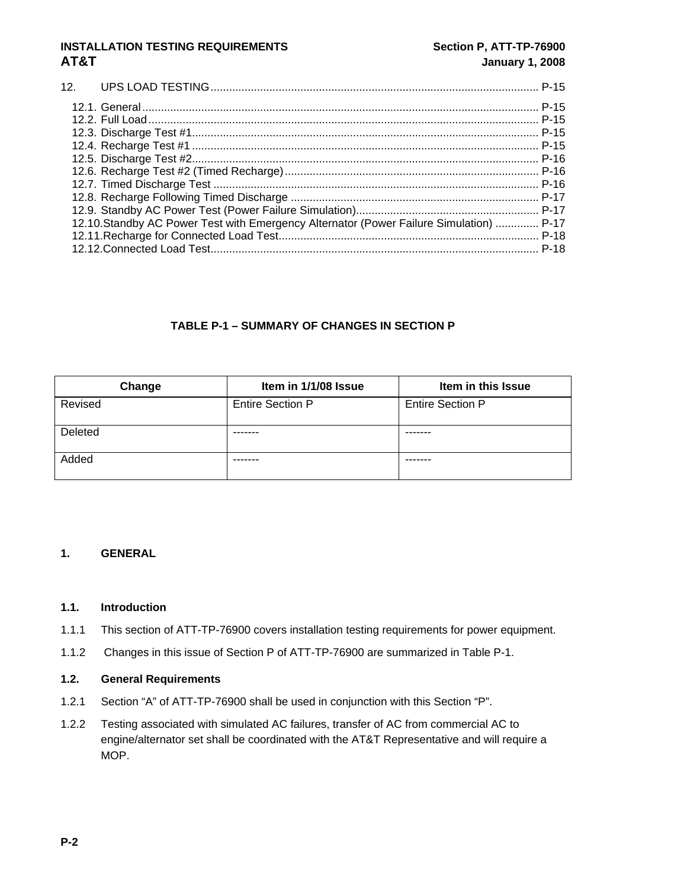12. UPS LOAD TESTING ........................................................................................................ P-15

- 12.1. General ............................................................................................................... P-15
- 12.2. Full Load ............................................................................................................. P-15
- 12.3. Discharge Test #1 ............................................................................................... P-15
- 12.4. Recharge Test #1 ................................................................................................ P-15
- 12.5. Discharge Test #2 ............................................................................................... P-16
- 12.6. Recharge Test #2 (Timed Recharge) ................................................................. P-16
- 12.7. Timed Discharge Test ........................................................................................ P-16
- 12.8. Recharge Following Timed Discharge ............................................................... P-17
- 12.9. Standby AC Power Test (Power Failure Simulation) .......................................... P-17
- 12.10. Standby AC Power Test with Emergency Alternator (Power Failure Simulation) .............. P-17
- 12.11. Recharge for Connected Load Test ................................................................... P-18
- 12.12. Connected Load Test ......................................................................................... P-18

**TABLE P-1 – SUMMARY OF CHANGES IN SECTION P**

| Change | Item in 1/1/08 Issue | Item in this Issue |
|---|---|---|
| Revised | Entire Section P | Entire Section P |
| Deleted | ------- | ------- |
| Added | ------- | ------- |

# 1. GENERAL

## 1.1. Introduction

1.1.1 This section of ATT-TP-76900 covers installation testing requirements for power equipment.

1.1.2 Changes in this issue of Section P of ATT-TP-76900 are summarized in Table P-1.

## 1.2. General Requirements

1.2.1 Section "A" of ATT-TP-76900 shall be used in conjunction with this Section "P".

1.2.2 Testing associated with simulated AC failures, transfer of AC from commercial AC to engine/alternator set shall be coordinated with the AT&T Representative and will require a MOP.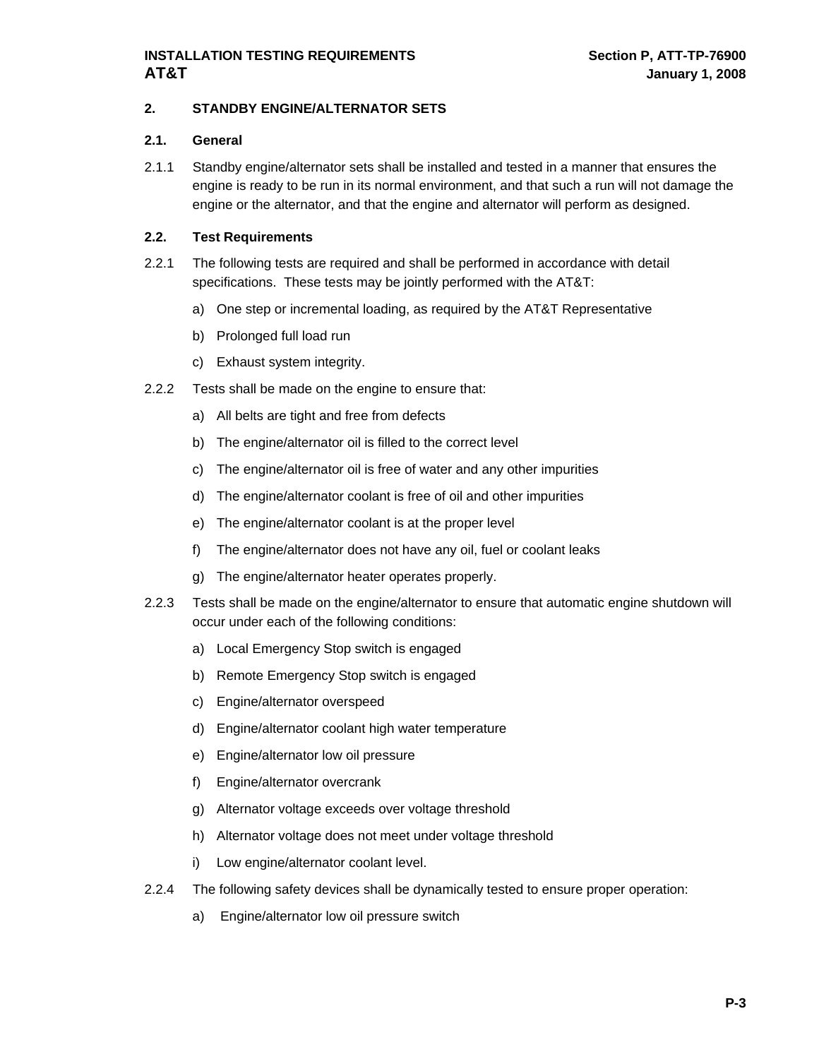## 2. STANDBY ENGINE/ALTERNATOR SETS

### 2.1. General

2.1.1 Standby engine/alternator sets shall be installed and tested in a manner that ensures the engine is ready to be run in its normal environment, and that such a run will not damage the engine or the alternator, and that the engine and alternator will perform as designed.

### 2.2. Test Requirements

2.2.1 The following tests are required and shall be performed in accordance with detail specifications. These tests may be jointly performed with the AT&T:

a) One step or incremental loading, as required by the AT&T Representative

b) Prolonged full load run

c) Exhaust system integrity.

2.2.2 Tests shall be made on the engine to ensure that:

a) All belts are tight and free from defects

b) The engine/alternator oil is filled to the correct level

c) The engine/alternator oil is free of water and any other impurities

d) The engine/alternator coolant is free of oil and other impurities

e) The engine/alternator coolant is at the proper level

f) The engine/alternator does not have any oil, fuel or coolant leaks

g) The engine/alternator heater operates properly.

2.2.3 Tests shall be made on the engine/alternator to ensure that automatic engine shutdown will occur under each of the following conditions:

a) Local Emergency Stop switch is engaged

b) Remote Emergency Stop switch is engaged

c) Engine/alternator overspeed

d) Engine/alternator coolant high water temperature

e) Engine/alternator low oil pressure

f) Engine/alternator overcrank

g) Alternator voltage exceeds over voltage threshold

h) Alternator voltage does not meet under voltage threshold

i) Low engine/alternator coolant level.

2.2.4 The following safety devices shall be dynamically tested to ensure proper operation:

a) Engine/alternator low oil pressure switch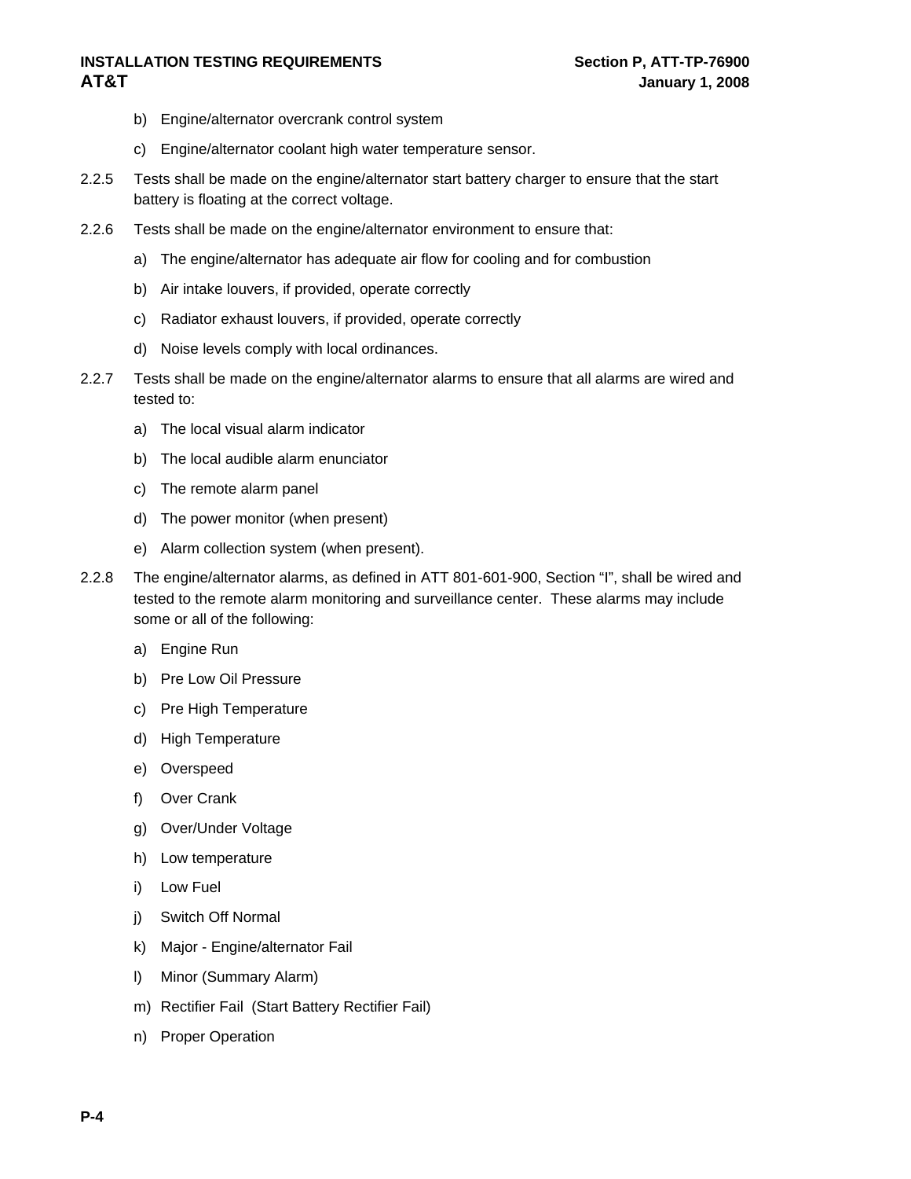b) Engine/alternator overcrank control system

c) Engine/alternator coolant high water temperature sensor.

2.2.5 Tests shall be made on the engine/alternator start battery charger to ensure that the start battery is floating at the correct voltage.

2.2.6 Tests shall be made on the engine/alternator environment to ensure that:

a) The engine/alternator has adequate air flow for cooling and for combustion

b) Air intake louvers, if provided, operate correctly

c) Radiator exhaust louvers, if provided, operate correctly

d) Noise levels comply with local ordinances.

2.2.7 Tests shall be made on the engine/alternator alarms to ensure that all alarms are wired and tested to:

a) The local visual alarm indicator

b) The local audible alarm enunciator

c) The remote alarm panel

d) The power monitor (when present)

e) Alarm collection system (when present).

2.2.8 The engine/alternator alarms, as defined in ATT 801-601-900, Section "I", shall be wired and tested to the remote alarm monitoring and surveillance center. These alarms may include some or all of the following:

a) Engine Run

b) Pre Low Oil Pressure

c) Pre High Temperature

d) High Temperature

e) Overspeed

f) Over Crank

g) Over/Under Voltage

h) Low temperature

i) Low Fuel

j) Switch Off Normal

k) Major - Engine/alternator Fail

l) Minor (Summary Alarm)

m) Rectifier Fail (Start Battery Rectifier Fail)

n) Proper Operation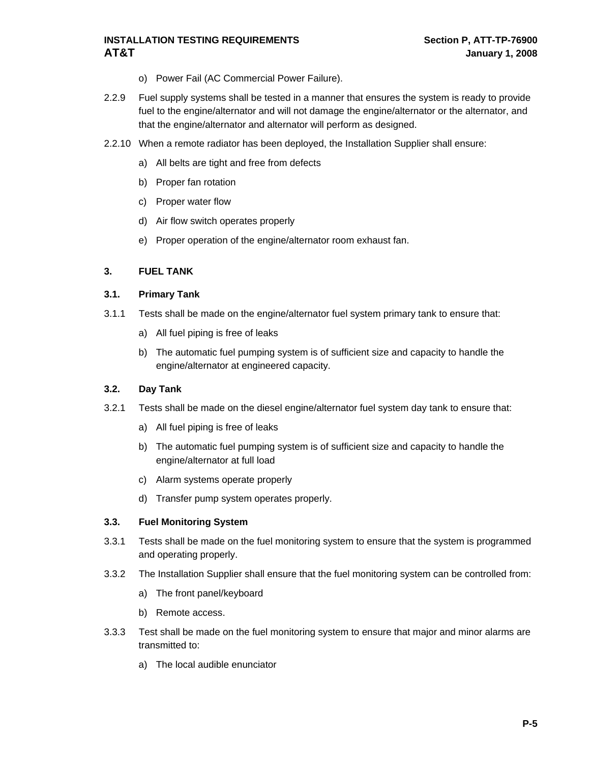o) Power Fail (AC Commercial Power Failure).

2.2.9 Fuel supply systems shall be tested in a manner that ensures the system is ready to provide fuel to the engine/alternator and will not damage the engine/alternator or the alternator, and that the engine/alternator and alternator will perform as designed.

2.2.10 When a remote radiator has been deployed, the Installation Supplier shall ensure:

a) All belts are tight and free from defects

b) Proper fan rotation

c) Proper water flow

d) Air flow switch operates properly

e) Proper operation of the engine/alternator room exhaust fan.

## 3. FUEL TANK

### 3.1. Primary Tank

3.1.1 Tests shall be made on the engine/alternator fuel system primary tank to ensure that:

a) All fuel piping is free of leaks

b) The automatic fuel pumping system is of sufficient size and capacity to handle the engine/alternator at engineered capacity.

### 3.2. Day Tank

3.2.1 Tests shall be made on the diesel engine/alternator fuel system day tank to ensure that:

a) All fuel piping is free of leaks

b) The automatic fuel pumping system is of sufficient size and capacity to handle the engine/alternator at full load

c) Alarm systems operate properly

d) Transfer pump system operates properly.

### 3.3. Fuel Monitoring System

3.3.1 Tests shall be made on the fuel monitoring system to ensure that the system is programmed and operating properly.

3.3.2 The Installation Supplier shall ensure that the fuel monitoring system can be controlled from:

a) The front panel/keyboard

b) Remote access.

3.3.3 Test shall be made on the fuel monitoring system to ensure that major and minor alarms are transmitted to:

a) The local audible enunciator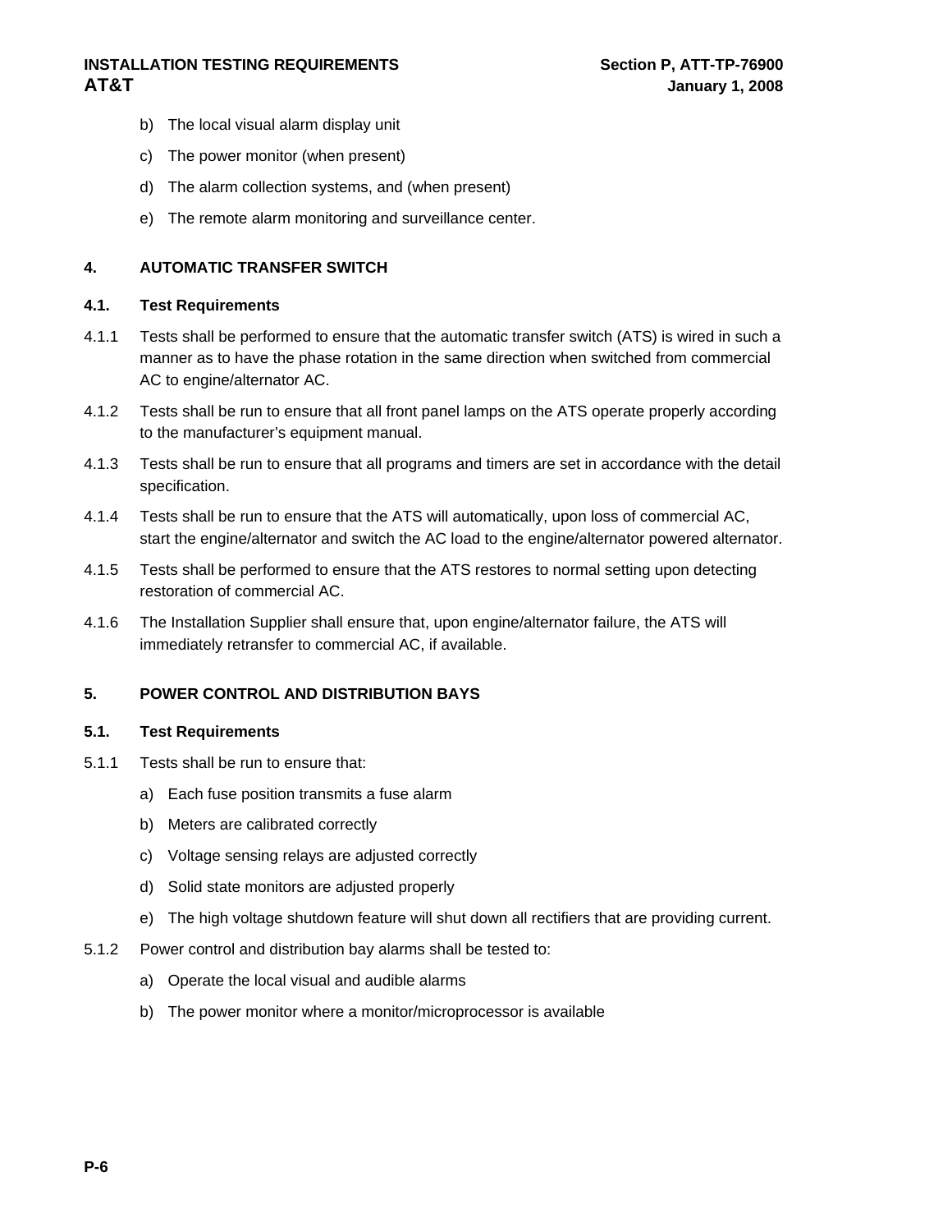b) The local visual alarm display unit

c) The power monitor (when present)

d) The alarm collection systems, and (when present)

e) The remote alarm monitoring and surveillance center.

## 4. AUTOMATIC TRANSFER SWITCH

### 4.1. Test Requirements

4.1.1 Tests shall be performed to ensure that the automatic transfer switch (ATS) is wired in such a manner as to have the phase rotation in the same direction when switched from commercial AC to engine/alternator AC.

4.1.2 Tests shall be run to ensure that all front panel lamps on the ATS operate properly according to the manufacturer's equipment manual.

4.1.3 Tests shall be run to ensure that all programs and timers are set in accordance with the detail specification.

4.1.4 Tests shall be run to ensure that the ATS will automatically, upon loss of commercial AC, start the engine/alternator and switch the AC load to the engine/alternator powered alternator.

4.1.5 Tests shall be performed to ensure that the ATS restores to normal setting upon detecting restoration of commercial AC.

4.1.6 The Installation Supplier shall ensure that, upon engine/alternator failure, the ATS will immediately retransfer to commercial AC, if available.

## 5. POWER CONTROL AND DISTRIBUTION BAYS

### 5.1. Test Requirements

5.1.1 Tests shall be run to ensure that:

a) Each fuse position transmits a fuse alarm

b) Meters are calibrated correctly

c) Voltage sensing relays are adjusted correctly

d) Solid state monitors are adjusted properly

e) The high voltage shutdown feature will shut down all rectifiers that are providing current.

5.1.2 Power control and distribution bay alarms shall be tested to:

a) Operate the local visual and audible alarms

b) The power monitor where a monitor/microprocessor is available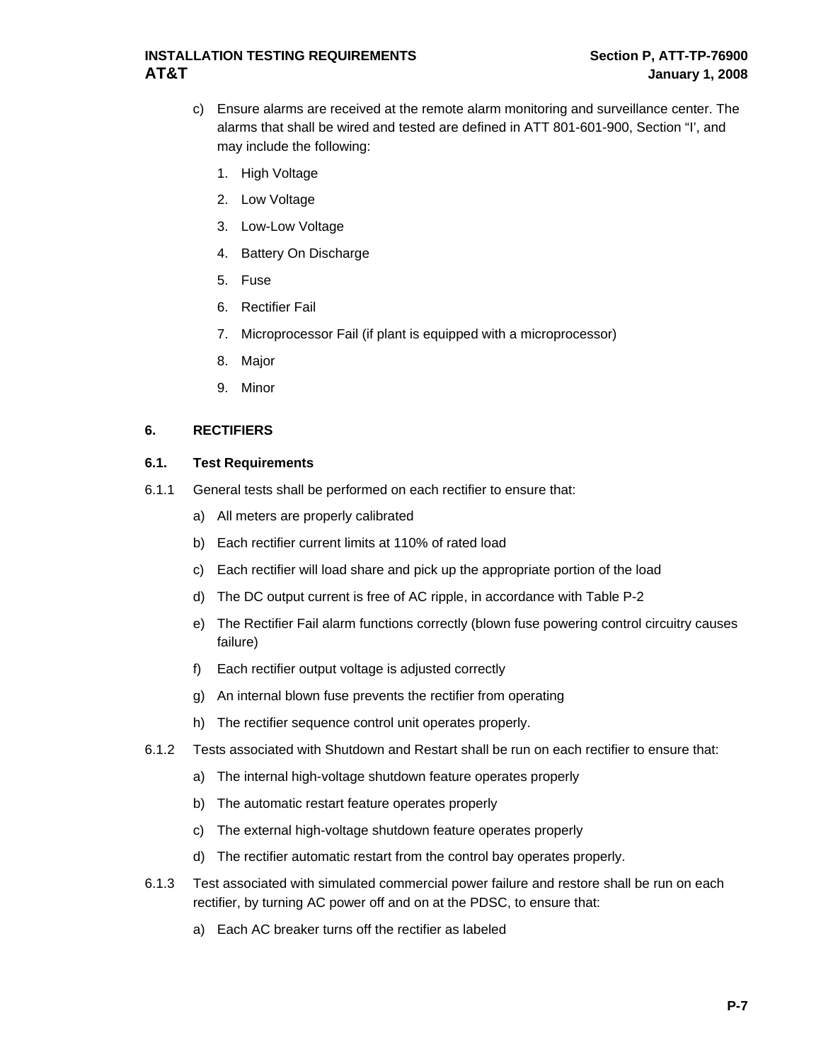c) Ensure alarms are received at the remote alarm monitoring and surveillance center. The alarms that shall be wired and tested are defined in ATT 801-601-900, Section "I', and may include the following:

1. High Voltage
2. Low Voltage
3. Low-Low Voltage
4. Battery On Discharge
5. Fuse
6. Rectifier Fail
7. Microprocessor Fail (if plant is equipped with a microprocessor)
8. Major
9. Minor

## 6. RECTIFIERS

### 6.1. Test Requirements

6.1.1 General tests shall be performed on each rectifier to ensure that:

a) All meters are properly calibrated

b) Each rectifier current limits at 110% of rated load

c) Each rectifier will load share and pick up the appropriate portion of the load

d) The DC output current is free of AC ripple, in accordance with Table P-2

e) The Rectifier Fail alarm functions correctly (blown fuse powering control circuitry causes failure)

f) Each rectifier output voltage is adjusted correctly

g) An internal blown fuse prevents the rectifier from operating

h) The rectifier sequence control unit operates properly.

6.1.2 Tests associated with Shutdown and Restart shall be run on each rectifier to ensure that:

a) The internal high-voltage shutdown feature operates properly

b) The automatic restart feature operates properly

c) The external high-voltage shutdown feature operates properly

d) The rectifier automatic restart from the control bay operates properly.

6.1.3 Test associated with simulated commercial power failure and restore shall be run on each rectifier, by turning AC power off and on at the PDSC, to ensure that:

a) Each AC breaker turns off the rectifier as labeled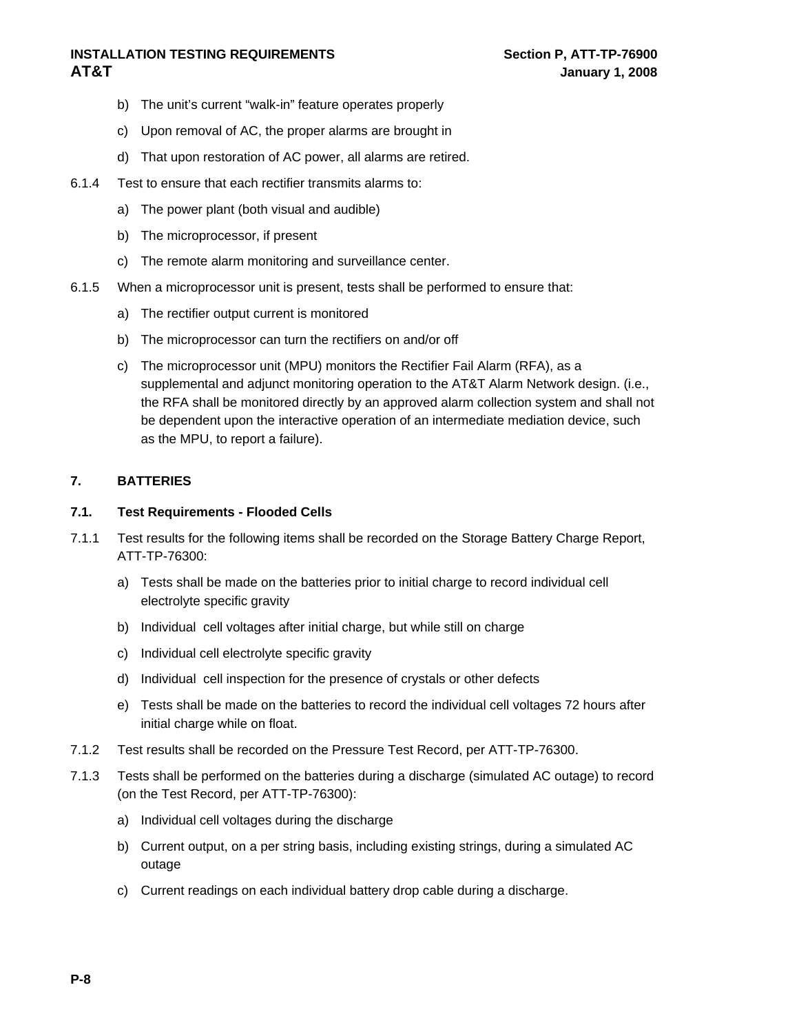b) The unit's current "walk-in" feature operates properly

c) Upon removal of AC, the proper alarms are brought in

d) That upon restoration of AC power, all alarms are retired.

6.1.4 Test to ensure that each rectifier transmits alarms to:

a) The power plant (both visual and audible)

b) The microprocessor, if present

c) The remote alarm monitoring and surveillance center.

6.1.5 When a microprocessor unit is present, tests shall be performed to ensure that:

a) The rectifier output current is monitored

b) The microprocessor can turn the rectifiers on and/or off

c) The microprocessor unit (MPU) monitors the Rectifier Fail Alarm (RFA), as a supplemental and adjunct monitoring operation to the AT&T Alarm Network design. (i.e., the RFA shall be monitored directly by an approved alarm collection system and shall not be dependent upon the interactive operation of an intermediate mediation device, such as the MPU, to report a failure).

## 7. BATTERIES

### 7.1. Test Requirements - Flooded Cells

7.1.1 Test results for the following items shall be recorded on the Storage Battery Charge Report, ATT-TP-76300:

a) Tests shall be made on the batteries prior to initial charge to record individual cell electrolyte specific gravity

b) Individual cell voltages after initial charge, but while still on charge

c) Individual cell electrolyte specific gravity

d) Individual cell inspection for the presence of crystals or other defects

e) Tests shall be made on the batteries to record the individual cell voltages 72 hours after initial charge while on float.

7.1.2 Test results shall be recorded on the Pressure Test Record, per ATT-TP-76300.

7.1.3 Tests shall be performed on the batteries during a discharge (simulated AC outage) to record (on the Test Record, per ATT-TP-76300):

a) Individual cell voltages during the discharge

b) Current output, on a per string basis, including existing strings, during a simulated AC outage

c) Current readings on each individual battery drop cable during a discharge.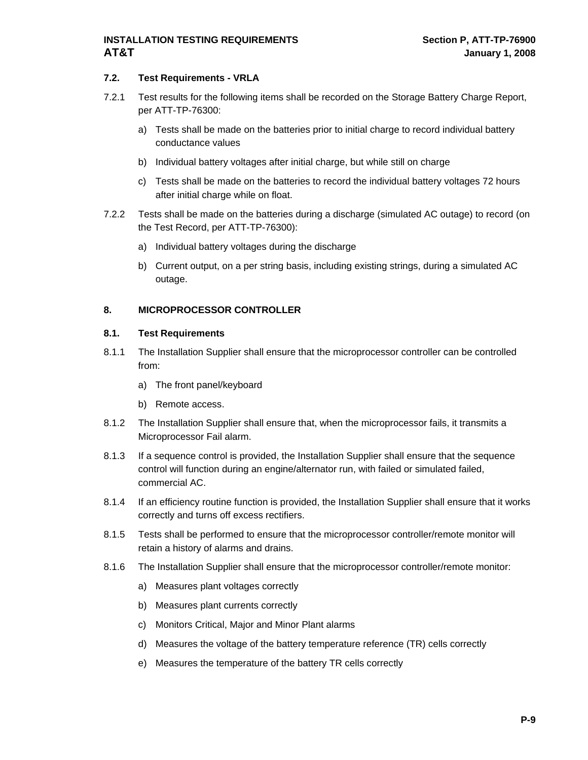### 7.2. Test Requirements - VRLA

7.2.1 Test results for the following items shall be recorded on the Storage Battery Charge Report, per ATT-TP-76300:

a) Tests shall be made on the batteries prior to initial charge to record individual battery conductance values

b) Individual battery voltages after initial charge, but while still on charge

c) Tests shall be made on the batteries to record the individual battery voltages 72 hours after initial charge while on float.

7.2.2 Tests shall be made on the batteries during a discharge (simulated AC outage) to record (on the Test Record, per ATT-TP-76300):

a) Individual battery voltages during the discharge

b) Current output, on a per string basis, including existing strings, during a simulated AC outage.

## 8. MICROPROCESSOR CONTROLLER

### 8.1. Test Requirements

8.1.1 The Installation Supplier shall ensure that the microprocessor controller can be controlled from:

a) The front panel/keyboard

b) Remote access.

8.1.2 The Installation Supplier shall ensure that, when the microprocessor fails, it transmits a Microprocessor Fail alarm.

8.1.3 If a sequence control is provided, the Installation Supplier shall ensure that the sequence control will function during an engine/alternator run, with failed or simulated failed, commercial AC.

8.1.4 If an efficiency routine function is provided, the Installation Supplier shall ensure that it works correctly and turns off excess rectifiers.

8.1.5 Tests shall be performed to ensure that the microprocessor controller/remote monitor will retain a history of alarms and drains.

8.1.6 The Installation Supplier shall ensure that the microprocessor controller/remote monitor:

a) Measures plant voltages correctly

b) Measures plant currents correctly

c) Monitors Critical, Major and Minor Plant alarms

d) Measures the voltage of the battery temperature reference (TR) cells correctly

e) Measures the temperature of the battery TR cells correctly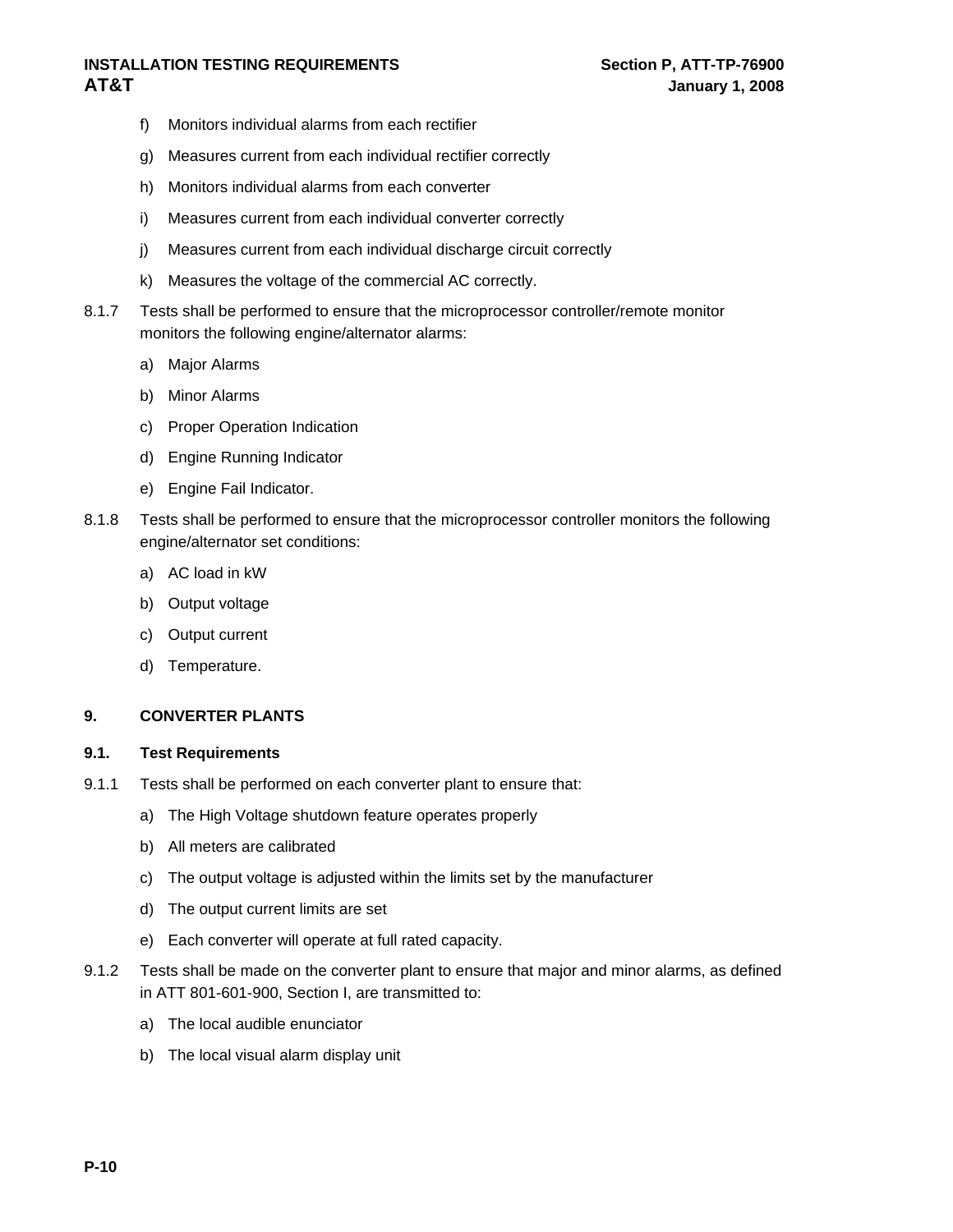f) Monitors individual alarms from each rectifier

g) Measures current from each individual rectifier correctly

h) Monitors individual alarms from each converter

i) Measures current from each individual converter correctly

j) Measures current from each individual discharge circuit correctly

k) Measures the voltage of the commercial AC correctly.

8.1.7 Tests shall be performed to ensure that the microprocessor controller/remote monitor monitors the following engine/alternator alarms:

a) Major Alarms

b) Minor Alarms

c) Proper Operation Indication

d) Engine Running Indicator

e) Engine Fail Indicator.

8.1.8 Tests shall be performed to ensure that the microprocessor controller monitors the following engine/alternator set conditions:

a) AC load in kW

b) Output voltage

c) Output current

d) Temperature.

## 9. CONVERTER PLANTS

### 9.1. Test Requirements

9.1.1 Tests shall be performed on each converter plant to ensure that:

a) The High Voltage shutdown feature operates properly

b) All meters are calibrated

c) The output voltage is adjusted within the limits set by the manufacturer

d) The output current limits are set

e) Each converter will operate at full rated capacity.

9.1.2 Tests shall be made on the converter plant to ensure that major and minor alarms, as defined in ATT 801-601-900, Section I, are transmitted to:

a) The local audible enunciator

b) The local visual alarm display unit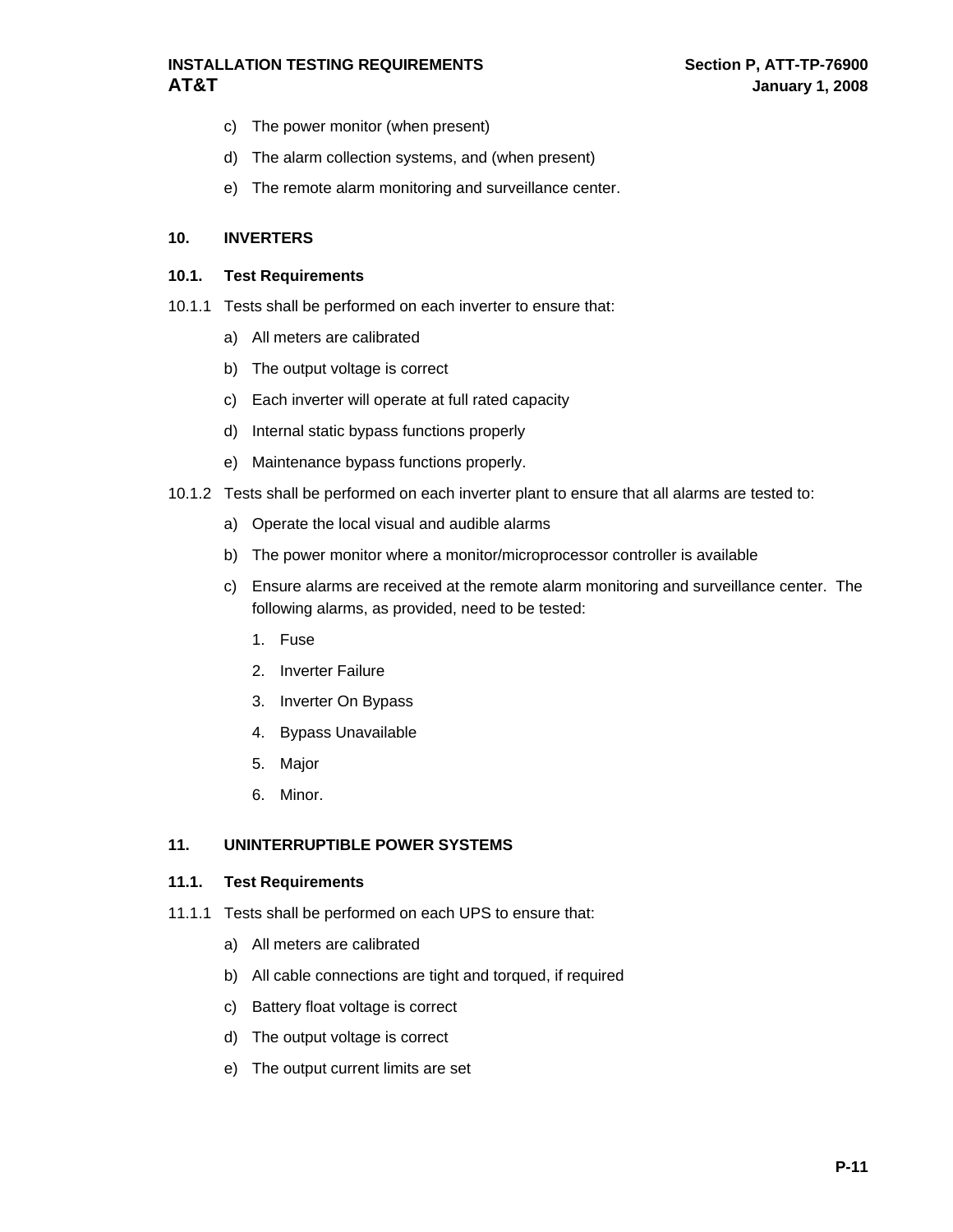c) The power monitor (when present)

d) The alarm collection systems, and (when present)

e) The remote alarm monitoring and surveillance center.

## 10. INVERTERS

### 10.1. Test Requirements

10.1.1 Tests shall be performed on each inverter to ensure that:

a) All meters are calibrated

b) The output voltage is correct

c) Each inverter will operate at full rated capacity

d) Internal static bypass functions properly

e) Maintenance bypass functions properly.

10.1.2 Tests shall be performed on each inverter plant to ensure that all alarms are tested to:

a) Operate the local visual and audible alarms

b) The power monitor where a monitor/microprocessor controller is available

c) Ensure alarms are received at the remote alarm monitoring and surveillance center. The following alarms, as provided, need to be tested:

1. Fuse
2. Inverter Failure
3. Inverter On Bypass
4. Bypass Unavailable
5. Major
6. Minor.

## 11. UNINTERRUPTIBLE POWER SYSTEMS

### 11.1. Test Requirements

11.1.1 Tests shall be performed on each UPS to ensure that:

a) All meters are calibrated

b) All cable connections are tight and torqued, if required

c) Battery float voltage is correct

d) The output voltage is correct

e) The output current limits are set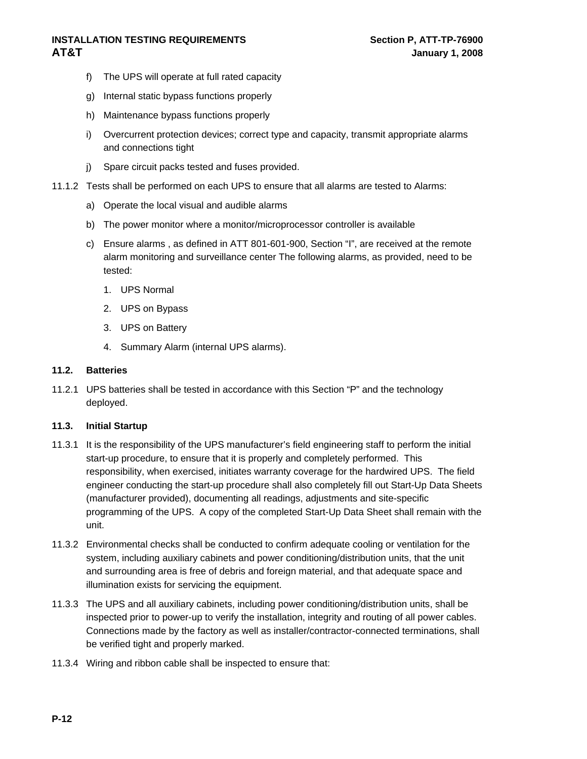f) The UPS will operate at full rated capacity

g) Internal static bypass functions properly

h) Maintenance bypass functions properly

i) Overcurrent protection devices; correct type and capacity, transmit appropriate alarms and connections tight

j) Spare circuit packs tested and fuses provided.

11.1.2 Tests shall be performed on each UPS to ensure that all alarms are tested to Alarms:

a) Operate the local visual and audible alarms

b) The power monitor where a monitor/microprocessor controller is available

c) Ensure alarms , as defined in ATT 801-601-900, Section "I", are received at the remote alarm monitoring and surveillance center The following alarms, as provided, need to be tested:

1. UPS Normal
2. UPS on Bypass
3. UPS on Battery
4. Summary Alarm (internal UPS alarms).

**11.2. Batteries**

11.2.1 UPS batteries shall be tested in accordance with this Section "P" and the technology deployed.

**11.3. Initial Startup**

11.3.1 It is the responsibility of the UPS manufacturer's field engineering staff to perform the initial start-up procedure, to ensure that it is properly and completely performed. This responsibility, when exercised, initiates warranty coverage for the hardwired UPS. The field engineer conducting the start-up procedure shall also completely fill out Start-Up Data Sheets (manufacturer provided), documenting all readings, adjustments and site-specific programming of the UPS. A copy of the completed Start-Up Data Sheet shall remain with the unit.

11.3.2 Environmental checks shall be conducted to confirm adequate cooling or ventilation for the system, including auxiliary cabinets and power conditioning/distribution units, that the unit and surrounding area is free of debris and foreign material, and that adequate space and illumination exists for servicing the equipment.

11.3.3 The UPS and all auxiliary cabinets, including power conditioning/distribution units, shall be inspected prior to power-up to verify the installation, integrity and routing of all power cables. Connections made by the factory as well as installer/contractor-connected terminations, shall be verified tight and properly marked.

11.3.4 Wiring and ribbon cable shall be inspected to ensure that: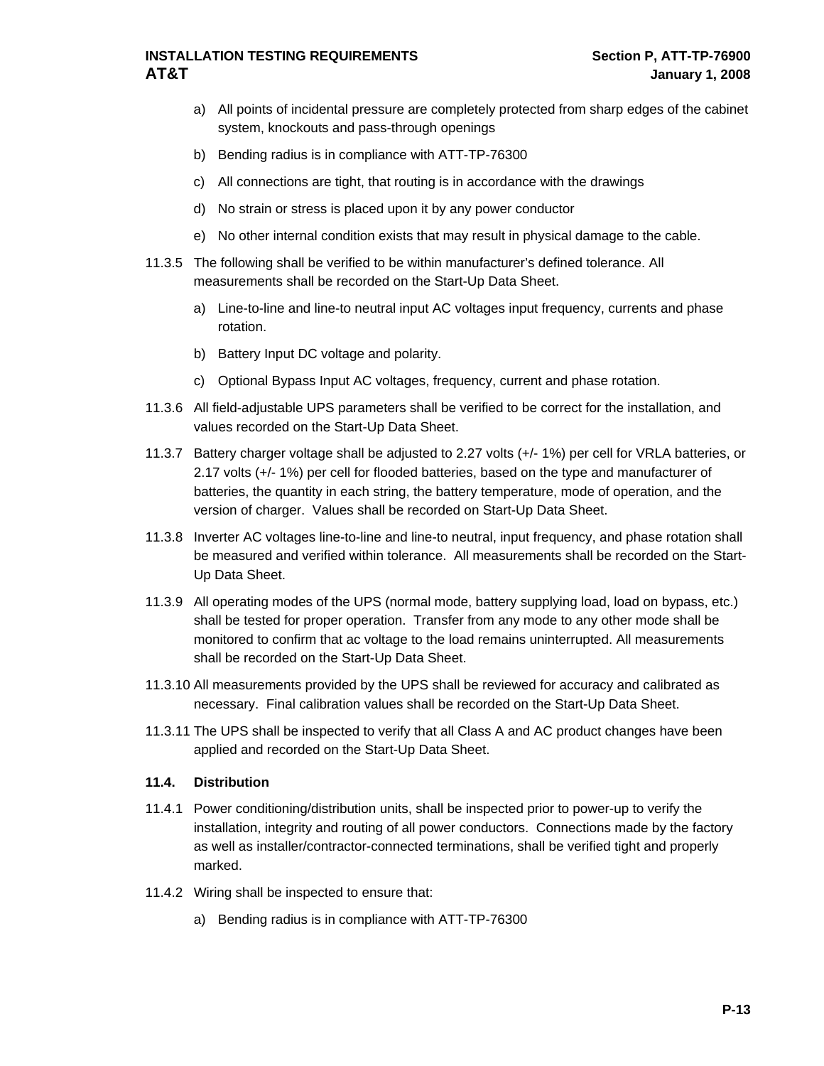a) All points of incidental pressure are completely protected from sharp edges of the cabinet system, knockouts and pass-through openings

b) Bending radius is in compliance with ATT-TP-76300

c) All connections are tight, that routing is in accordance with the drawings

d) No strain or stress is placed upon it by any power conductor

e) No other internal condition exists that may result in physical damage to the cable.

11.3.5 The following shall be verified to be within manufacturer's defined tolerance. All measurements shall be recorded on the Start-Up Data Sheet.

a) Line-to-line and line-to neutral input AC voltages input frequency, currents and phase rotation.

b) Battery Input DC voltage and polarity.

c) Optional Bypass Input AC voltages, frequency, current and phase rotation.

11.3.6 All field-adjustable UPS parameters shall be verified to be correct for the installation, and values recorded on the Start-Up Data Sheet.

11.3.7 Battery charger voltage shall be adjusted to 2.27 volts (+/- 1%) per cell for VRLA batteries, or 2.17 volts (+/- 1%) per cell for flooded batteries, based on the type and manufacturer of batteries, the quantity in each string, the battery temperature, mode of operation, and the version of charger. Values shall be recorded on Start-Up Data Sheet.

11.3.8 Inverter AC voltages line-to-line and line-to neutral, input frequency, and phase rotation shall be measured and verified within tolerance. All measurements shall be recorded on the Start-Up Data Sheet.

11.3.9 All operating modes of the UPS (normal mode, battery supplying load, load on bypass, etc.) shall be tested for proper operation. Transfer from any mode to any other mode shall be monitored to confirm that ac voltage to the load remains uninterrupted. All measurements shall be recorded on the Start-Up Data Sheet.

11.3.10 All measurements provided by the UPS shall be reviewed for accuracy and calibrated as necessary. Final calibration values shall be recorded on the Start-Up Data Sheet.

11.3.11 The UPS shall be inspected to verify that all Class A and AC product changes have been applied and recorded on the Start-Up Data Sheet.

### 11.4. Distribution

11.4.1 Power conditioning/distribution units, shall be inspected prior to power-up to verify the installation, integrity and routing of all power conductors. Connections made by the factory as well as installer/contractor-connected terminations, shall be verified tight and properly marked.

11.4.2 Wiring shall be inspected to ensure that:

a) Bending radius is in compliance with ATT-TP-76300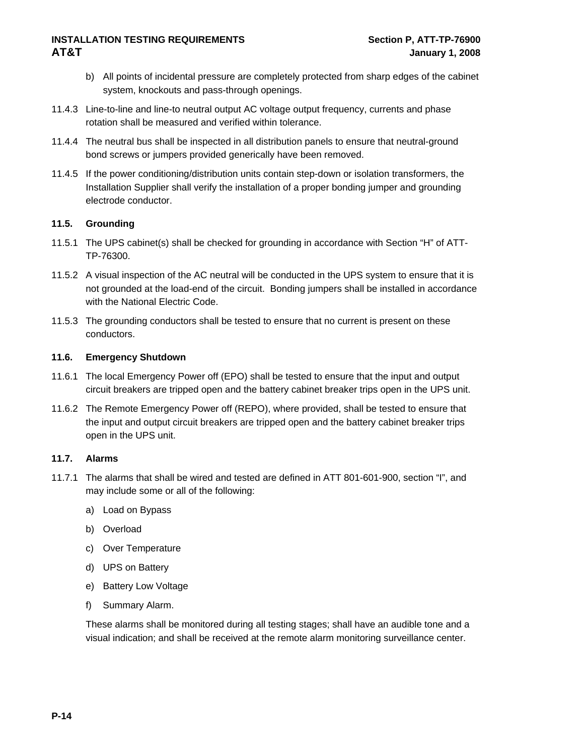b) All points of incidental pressure are completely protected from sharp edges of the cabinet system, knockouts and pass-through openings.

11.4.3 Line-to-line and line-to neutral output AC voltage output frequency, currents and phase rotation shall be measured and verified within tolerance.

11.4.4 The neutral bus shall be inspected in all distribution panels to ensure that neutral-ground bond screws or jumpers provided generically have been removed.

11.4.5 If the power conditioning/distribution units contain step-down or isolation transformers, the Installation Supplier shall verify the installation of a proper bonding jumper and grounding electrode conductor.

### 11.5. Grounding

11.5.1 The UPS cabinet(s) shall be checked for grounding in accordance with Section "H" of ATT-TP-76300.

11.5.2 A visual inspection of the AC neutral will be conducted in the UPS system to ensure that it is not grounded at the load-end of the circuit. Bonding jumpers shall be installed in accordance with the National Electric Code.

11.5.3 The grounding conductors shall be tested to ensure that no current is present on these conductors.

### 11.6. Emergency Shutdown

11.6.1 The local Emergency Power off (EPO) shall be tested to ensure that the input and output circuit breakers are tripped open and the battery cabinet breaker trips open in the UPS unit.

11.6.2 The Remote Emergency Power off (REPO), where provided, shall be tested to ensure that the input and output circuit breakers are tripped open and the battery cabinet breaker trips open in the UPS unit.

### 11.7. Alarms

11.7.1 The alarms that shall be wired and tested are defined in ATT 801-601-900, section "I", and may include some or all of the following:

a) Load on Bypass

b) Overload

c) Over Temperature

d) UPS on Battery

e) Battery Low Voltage

f) Summary Alarm.

These alarms shall be monitored during all testing stages; shall have an audible tone and a visual indication; and shall be received at the remote alarm monitoring surveillance center.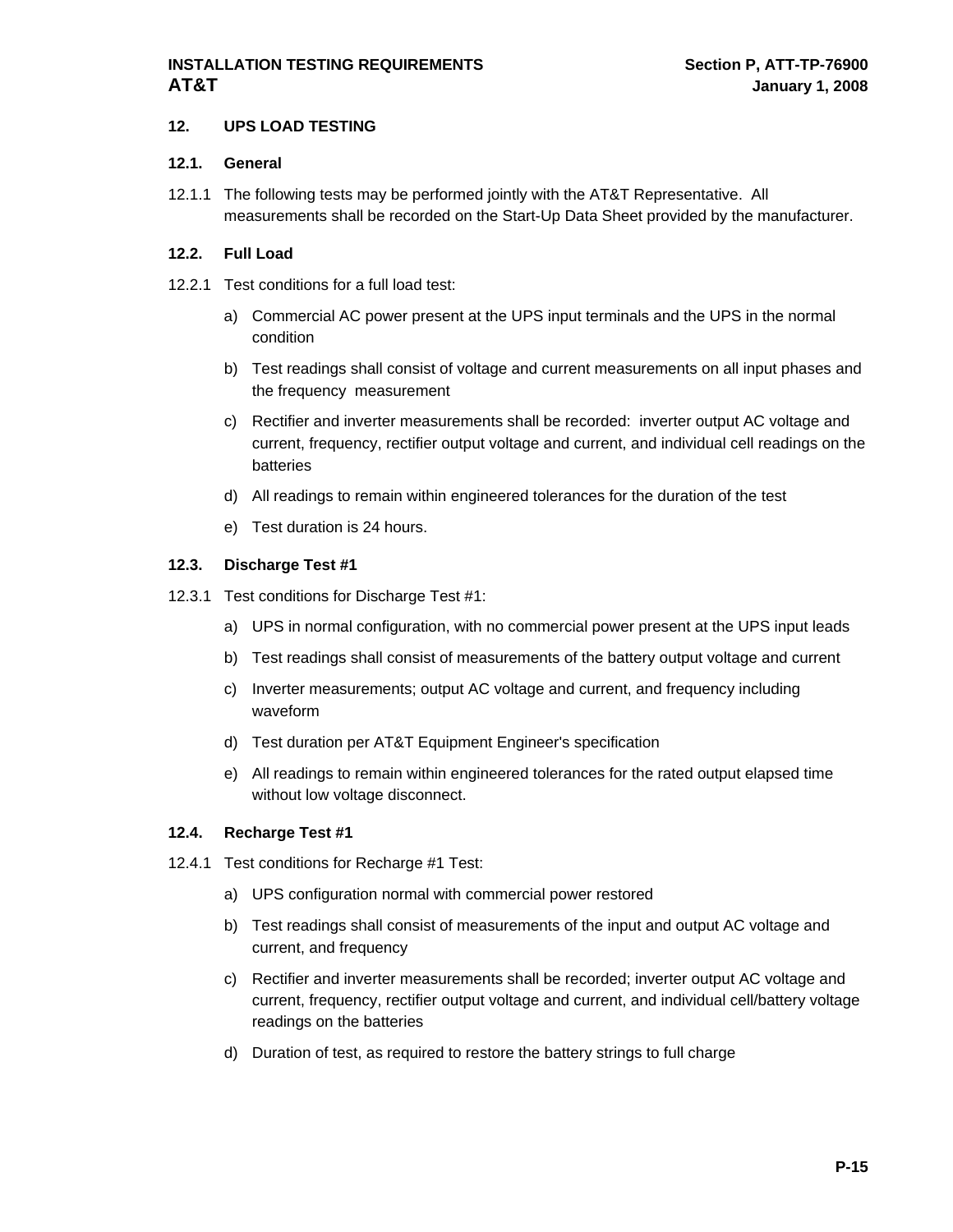## 12. UPS LOAD TESTING

### 12.1. General

12.1.1 The following tests may be performed jointly with the AT&T Representative. All measurements shall be recorded on the Start-Up Data Sheet provided by the manufacturer.

### 12.2. Full Load

12.2.1 Test conditions for a full load test:

a) Commercial AC power present at the UPS input terminals and the UPS in the normal condition

b) Test readings shall consist of voltage and current measurements on all input phases and the frequency measurement

c) Rectifier and inverter measurements shall be recorded: inverter output AC voltage and current, frequency, rectifier output voltage and current, and individual cell readings on the batteries

d) All readings to remain within engineered tolerances for the duration of the test

e) Test duration is 24 hours.

### 12.3. Discharge Test #1

12.3.1 Test conditions for Discharge Test #1:

a) UPS in normal configuration, with no commercial power present at the UPS input leads

b) Test readings shall consist of measurements of the battery output voltage and current

c) Inverter measurements; output AC voltage and current, and frequency including waveform

d) Test duration per AT&T Equipment Engineer's specification

e) All readings to remain within engineered tolerances for the rated output elapsed time without low voltage disconnect.

### 12.4. Recharge Test #1

12.4.1 Test conditions for Recharge #1 Test:

a) UPS configuration normal with commercial power restored

b) Test readings shall consist of measurements of the input and output AC voltage and current, and frequency

c) Rectifier and inverter measurements shall be recorded; inverter output AC voltage and current, frequency, rectifier output voltage and current, and individual cell/battery voltage readings on the batteries

d) Duration of test, as required to restore the battery strings to full charge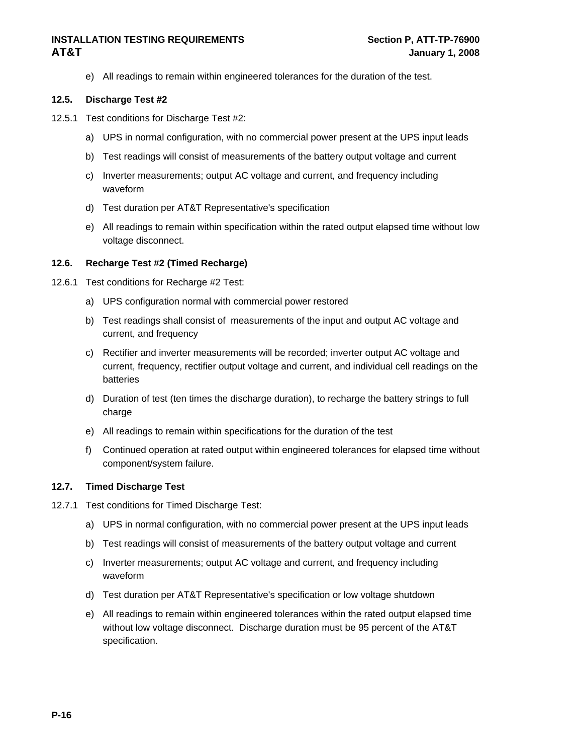e) All readings to remain within engineered tolerances for the duration of the test.

### 12.5. Discharge Test #2

12.5.1 Test conditions for Discharge Test #2:

a) UPS in normal configuration, with no commercial power present at the UPS input leads

b) Test readings will consist of measurements of the battery output voltage and current

c) Inverter measurements; output AC voltage and current, and frequency including waveform

d) Test duration per AT&T Representative's specification

e) All readings to remain within specification within the rated output elapsed time without low voltage disconnect.

### 12.6. Recharge Test #2 (Timed Recharge)

12.6.1 Test conditions for Recharge #2 Test:

a) UPS configuration normal with commercial power restored

b) Test readings shall consist of measurements of the input and output AC voltage and current, and frequency

c) Rectifier and inverter measurements will be recorded; inverter output AC voltage and current, frequency, rectifier output voltage and current, and individual cell readings on the batteries

d) Duration of test (ten times the discharge duration), to recharge the battery strings to full charge

e) All readings to remain within specifications for the duration of the test

f) Continued operation at rated output within engineered tolerances for elapsed time without component/system failure.

### 12.7. Timed Discharge Test

12.7.1 Test conditions for Timed Discharge Test:

a) UPS in normal configuration, with no commercial power present at the UPS input leads

b) Test readings will consist of measurements of the battery output voltage and current

c) Inverter measurements; output AC voltage and current, and frequency including waveform

d) Test duration per AT&T Representative's specification or low voltage shutdown

e) All readings to remain within engineered tolerances within the rated output elapsed time without low voltage disconnect. Discharge duration must be 95 percent of the AT&T specification.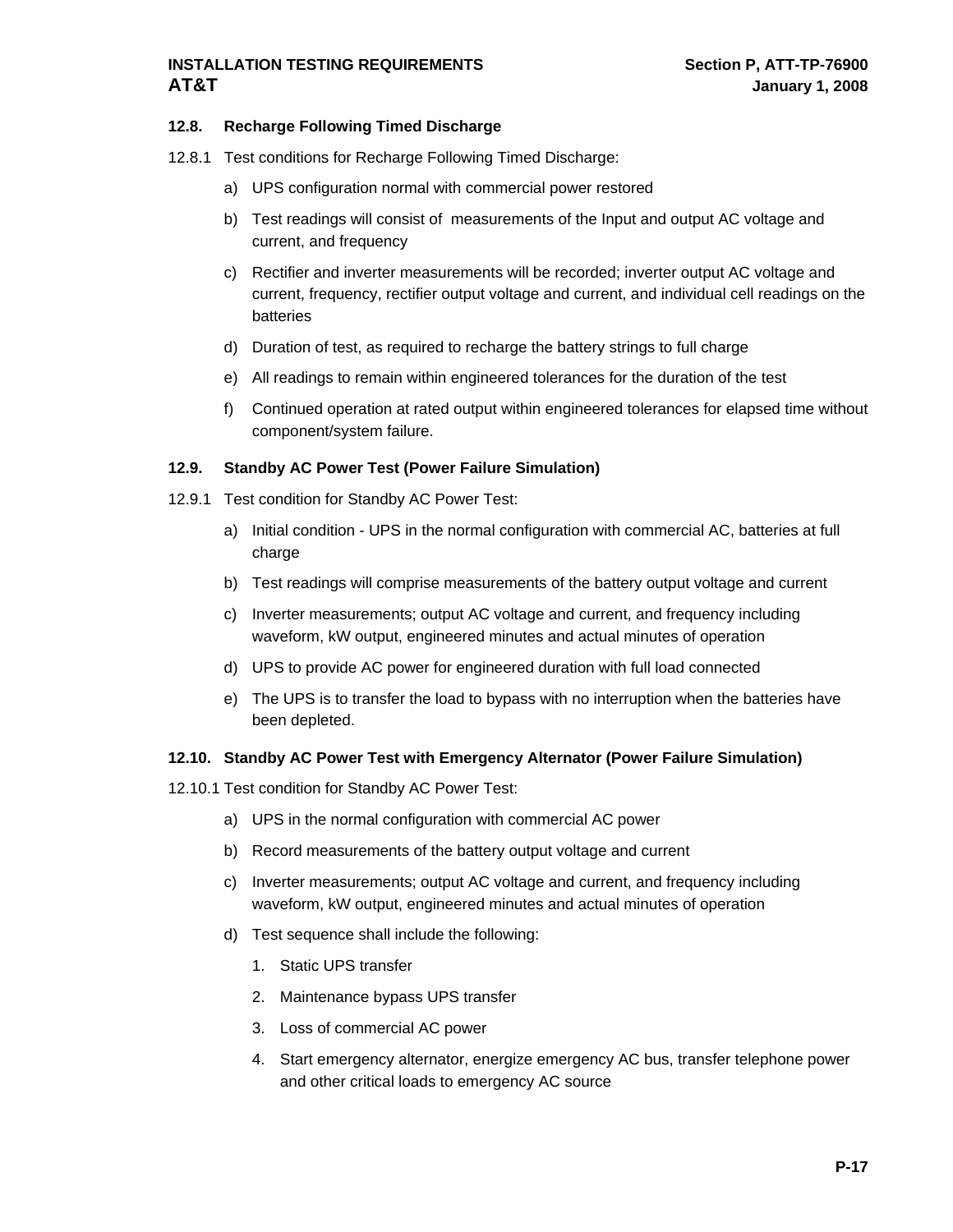### 12.8. Recharge Following Timed Discharge

12.8.1 Test conditions for Recharge Following Timed Discharge:

a) UPS configuration normal with commercial power restored

b) Test readings will consist of measurements of the Input and output AC voltage and current, and frequency

c) Rectifier and inverter measurements will be recorded; inverter output AC voltage and current, frequency, rectifier output voltage and current, and individual cell readings on the batteries

d) Duration of test, as required to recharge the battery strings to full charge

e) All readings to remain within engineered tolerances for the duration of the test

f) Continued operation at rated output within engineered tolerances for elapsed time without component/system failure.

### 12.9. Standby AC Power Test (Power Failure Simulation)

12.9.1 Test condition for Standby AC Power Test:

a) Initial condition - UPS in the normal configuration with commercial AC, batteries at full charge

b) Test readings will comprise measurements of the battery output voltage and current

c) Inverter measurements; output AC voltage and current, and frequency including waveform, kW output, engineered minutes and actual minutes of operation

d) UPS to provide AC power for engineered duration with full load connected

e) The UPS is to transfer the load to bypass with no interruption when the batteries have been depleted.

### 12.10. Standby AC Power Test with Emergency Alternator (Power Failure Simulation)

12.10.1 Test condition for Standby AC Power Test:

a) UPS in the normal configuration with commercial AC power

b) Record measurements of the battery output voltage and current

c) Inverter measurements; output AC voltage and current, and frequency including waveform, kW output, engineered minutes and actual minutes of operation

d) Test sequence shall include the following:

1. Static UPS transfer
2. Maintenance bypass UPS transfer
3. Loss of commercial AC power
4. Start emergency alternator, energize emergency AC bus, transfer telephone power and other critical loads to emergency AC source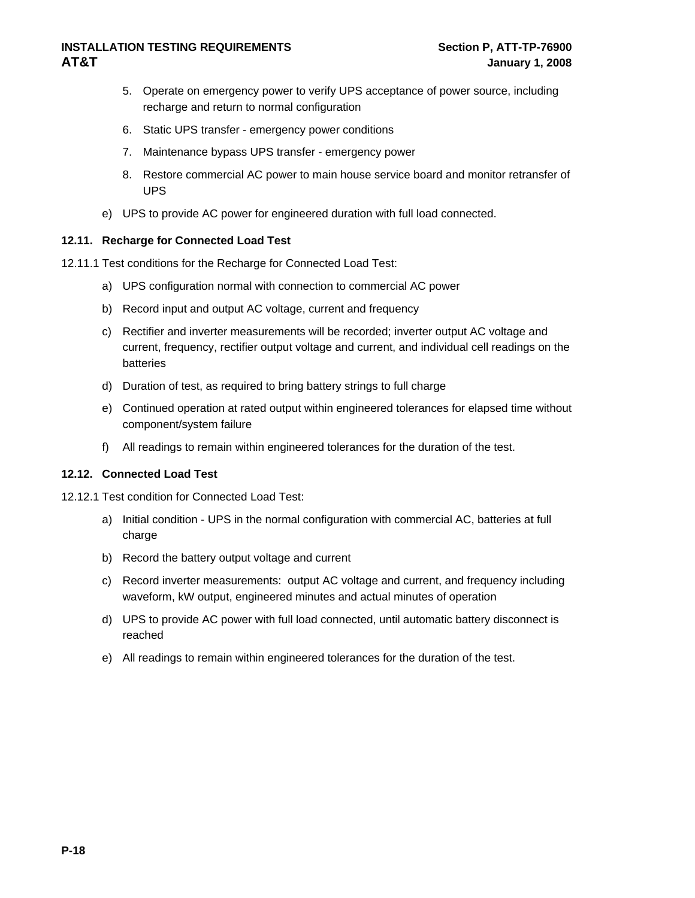5. Operate on emergency power to verify UPS acceptance of power source, including recharge and return to normal configuration
6. Static UPS transfer - emergency power conditions
7. Maintenance bypass UPS transfer - emergency power
8. Restore commercial AC power to main house service board and monitor retransfer of UPS

e) UPS to provide AC power for engineered duration with full load connected.

### 12.11. Recharge for Connected Load Test

12.11.1 Test conditions for the Recharge for Connected Load Test:

a) UPS configuration normal with connection to commercial AC power
b) Record input and output AC voltage, current and frequency
c) Rectifier and inverter measurements will be recorded; inverter output AC voltage and current, frequency, rectifier output voltage and current, and individual cell readings on the batteries
d) Duration of test, as required to bring battery strings to full charge
e) Continued operation at rated output within engineered tolerances for elapsed time without component/system failure
f) All readings to remain within engineered tolerances for the duration of the test.

### 12.12. Connected Load Test

12.12.1 Test condition for Connected Load Test:

a) Initial condition - UPS in the normal configuration with commercial AC, batteries at full charge
b) Record the battery output voltage and current
c) Record inverter measurements: output AC voltage and current, and frequency including waveform, kW output, engineered minutes and actual minutes of operation
d) UPS to provide AC power with full load connected, until automatic battery disconnect is reached
e) All readings to remain within engineered tolerances for the duration of the test.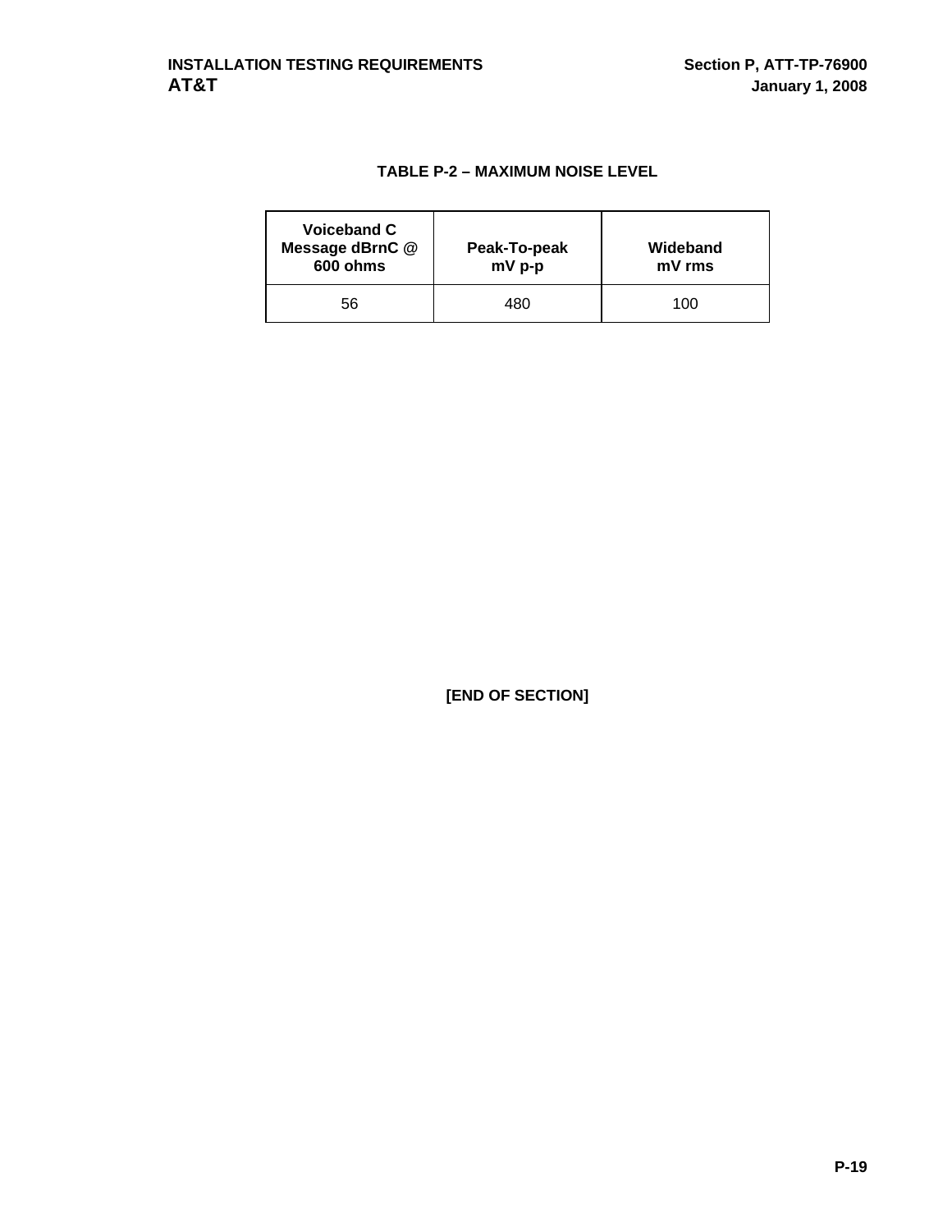**TABLE P-2 – MAXIMUM NOISE LEVEL**

| Voiceband C Message dBrnC @ 600 ohms | Peak-To-peak mV p-p | Wideband mV rms |
|---|---|---|
| 56 | 480 | 100 |

**[END OF SECTION]**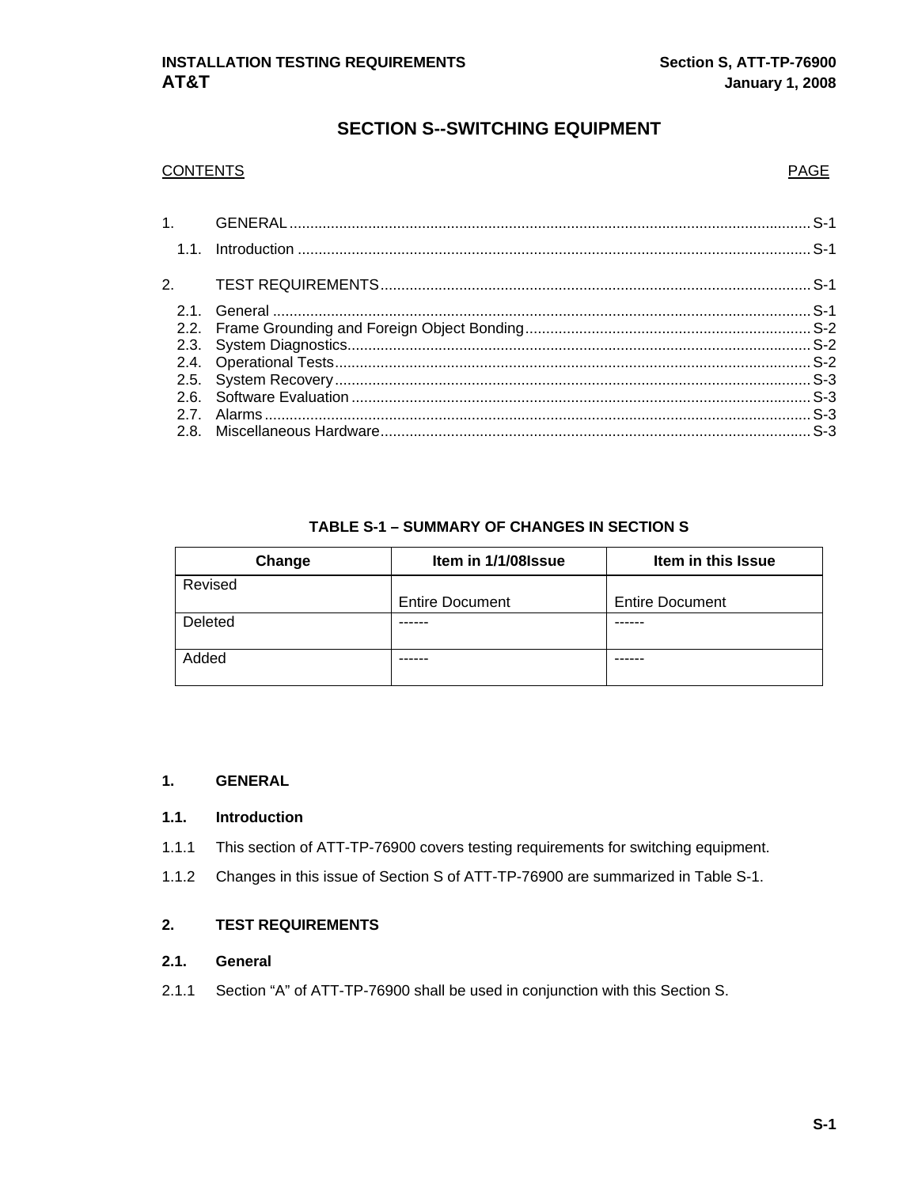# SECTION S--SWITCHING EQUIPMENT

CONTENTS PAGE

1. GENERAL ........ S-1
   - 1.1. Introduction ........ S-1
2. TEST REQUIREMENTS ........ S-1
   - 2.1. General ........ S-1
   - 2.2. Frame Grounding and Foreign Object Bonding ........ S-2
   - 2.3. System Diagnostics ........ S-2
   - 2.4. Operational Tests ........ S-2
   - 2.5. System Recovery ........ S-3
   - 2.6. Software Evaluation ........ S-3
   - 2.7. Alarms ........ S-3
   - 2.8. Miscellaneous Hardware ........ S-3

**TABLE S-1 – SUMMARY OF CHANGES IN SECTION S**

| Change | Item in 1/1/08Issue | Item in this Issue |
|---|---|---|
| Revised | Entire Document | Entire Document |
| Deleted | ------ | ------ |
| Added | ------ | ------ |

## 1. GENERAL

### 1.1. Introduction

1.1.1 This section of ATT-TP-76900 covers testing requirements for switching equipment.

1.1.2 Changes in this issue of Section S of ATT-TP-76900 are summarized in Table S-1.

## 2. TEST REQUIREMENTS

### 2.1. General

2.1.1 Section “A” of ATT-TP-76900 shall be used in conjunction with this Section S.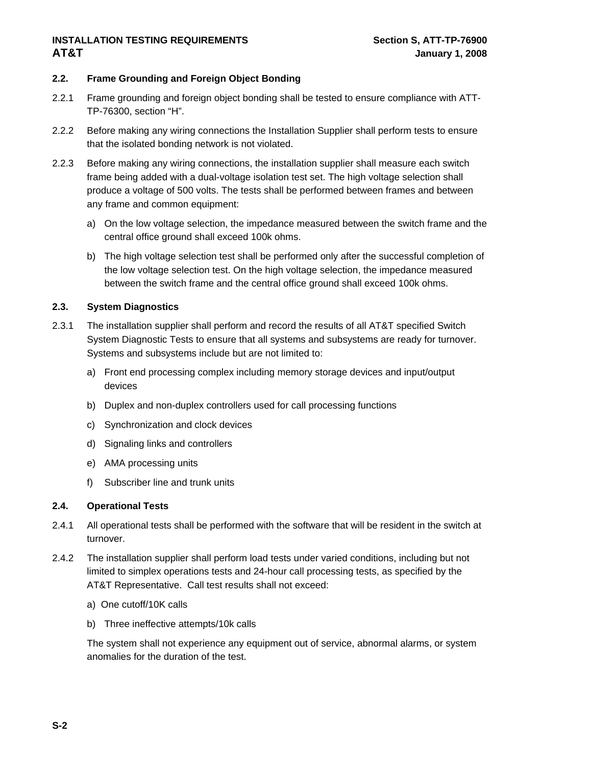### 2.2. Frame Grounding and Foreign Object Bonding

2.2.1 Frame grounding and foreign object bonding shall be tested to ensure compliance with ATT-TP-76300, section “H”.

2.2.2 Before making any wiring connections the Installation Supplier shall perform tests to ensure that the isolated bonding network is not violated.

2.2.3 Before making any wiring connections, the installation supplier shall measure each switch frame being added with a dual-voltage isolation test set. The high voltage selection shall produce a voltage of 500 volts. The tests shall be performed between frames and between any frame and common equipment:

a) On the low voltage selection, the impedance measured between the switch frame and the central office ground shall exceed 100k ohms.

b) The high voltage selection test shall be performed only after the successful completion of the low voltage selection test. On the high voltage selection, the impedance measured between the switch frame and the central office ground shall exceed 100k ohms.

### 2.3. System Diagnostics

2.3.1 The installation supplier shall perform and record the results of all AT&T specified Switch System Diagnostic Tests to ensure that all systems and subsystems are ready for turnover. Systems and subsystems include but are not limited to:

a) Front end processing complex including memory storage devices and input/output devices

b) Duplex and non-duplex controllers used for call processing functions

c) Synchronization and clock devices

d) Signaling links and controllers

e) AMA processing units

f) Subscriber line and trunk units

### 2.4. Operational Tests

2.4.1 All operational tests shall be performed with the software that will be resident in the switch at turnover.

2.4.2 The installation supplier shall perform load tests under varied conditions, including but not limited to simplex operations tests and 24-hour call processing tests, as specified by the AT&T Representative. Call test results shall not exceed:

a) One cutoff/10K calls

b) Three ineffective attempts/10k calls

The system shall not experience any equipment out of service, abnormal alarms, or system anomalies for the duration of the test.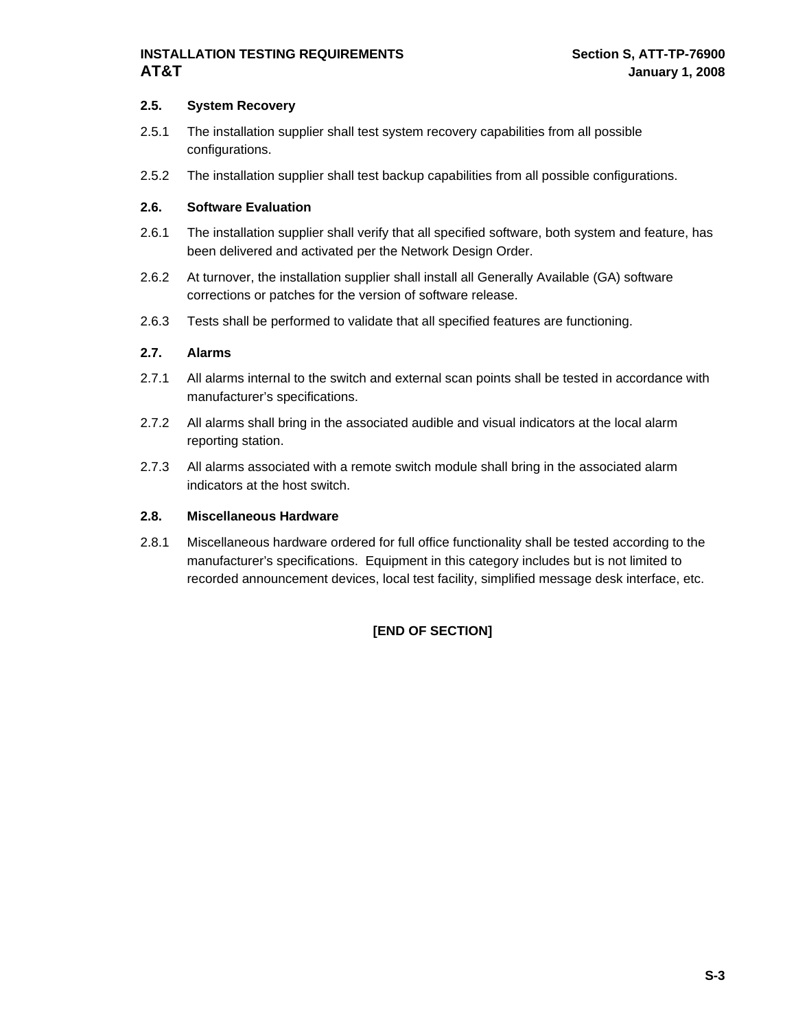### 2.5. System Recovery

2.5.1 The installation supplier shall test system recovery capabilities from all possible configurations.

2.5.2 The installation supplier shall test backup capabilities from all possible configurations.

### 2.6. Software Evaluation

2.6.1 The installation supplier shall verify that all specified software, both system and feature, has been delivered and activated per the Network Design Order.

2.6.2 At turnover, the installation supplier shall install all Generally Available (GA) software corrections or patches for the version of software release.

2.6.3 Tests shall be performed to validate that all specified features are functioning.

### 2.7. Alarms

2.7.1 All alarms internal to the switch and external scan points shall be tested in accordance with manufacturer's specifications.

2.7.2 All alarms shall bring in the associated audible and visual indicators at the local alarm reporting station.

2.7.3 All alarms associated with a remote switch module shall bring in the associated alarm indicators at the host switch.

### 2.8. Miscellaneous Hardware

2.8.1 Miscellaneous hardware ordered for full office functionality shall be tested according to the manufacturer's specifications. Equipment in this category includes but is not limited to recorded announcement devices, local test facility, simplified message desk interface, etc.

**[END OF SECTION]**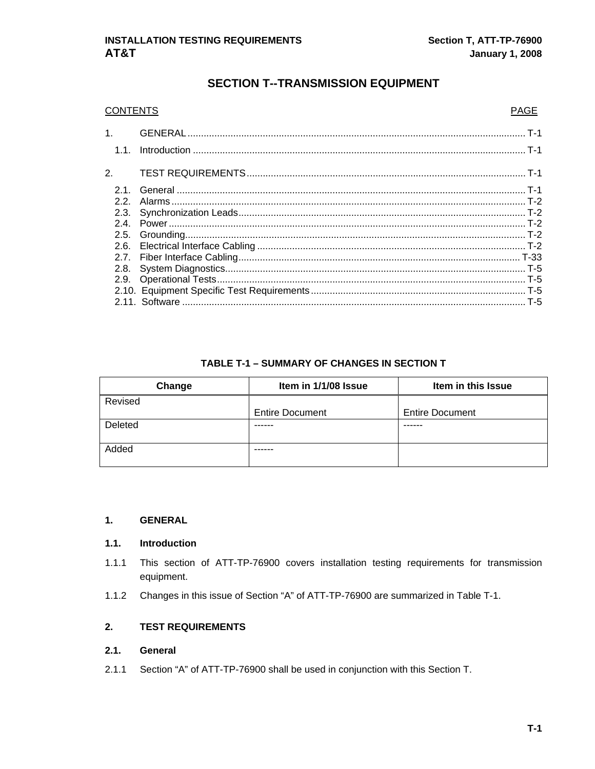# SECTION T--TRANSMISSION EQUIPMENT

CONTENTS PAGE

1. GENERAL ............................................................ T-1
   - 1.1. Introduction ............................................................ T-1
2. TEST REQUIREMENTS ............................................................ T-1
   - 2.1. General ............................................................ T-1
   - 2.2. Alarms ............................................................ T-2
   - 2.3. Synchronization Leads ............................................................ T-2
   - 2.4. Power ............................................................ T-2
   - 2.5. Grounding ............................................................ T-2
   - 2.6. Electrical Interface Cabling ............................................................ T-2
   - 2.7. Fiber Interface Cabling ............................................................ T-33
   - 2.8. System Diagnostics ............................................................ T-5
   - 2.9. Operational Tests ............................................................ T-5
   - 2.10. Equipment Specific Test Requirements ............................................................ T-5
   - 2.11. Software ............................................................ T-5

**TABLE T-1 – SUMMARY OF CHANGES IN SECTION T**

| Change | Item in 1/1/08 Issue | Item in this Issue |
|---|---|---|
| Revised | Entire Document | Entire Document |
| Deleted | ------ | ------ |
| Added | ------ | |

## 1. GENERAL

### 1.1. Introduction

1.1.1 This section of ATT-TP-76900 covers installation testing requirements for transmission equipment.

1.1.2 Changes in this issue of Section "A" of ATT-TP-76900 are summarized in Table T-1.

## 2. TEST REQUIREMENTS

### 2.1. General

2.1.1 Section "A" of ATT-TP-76900 shall be used in conjunction with this Section T.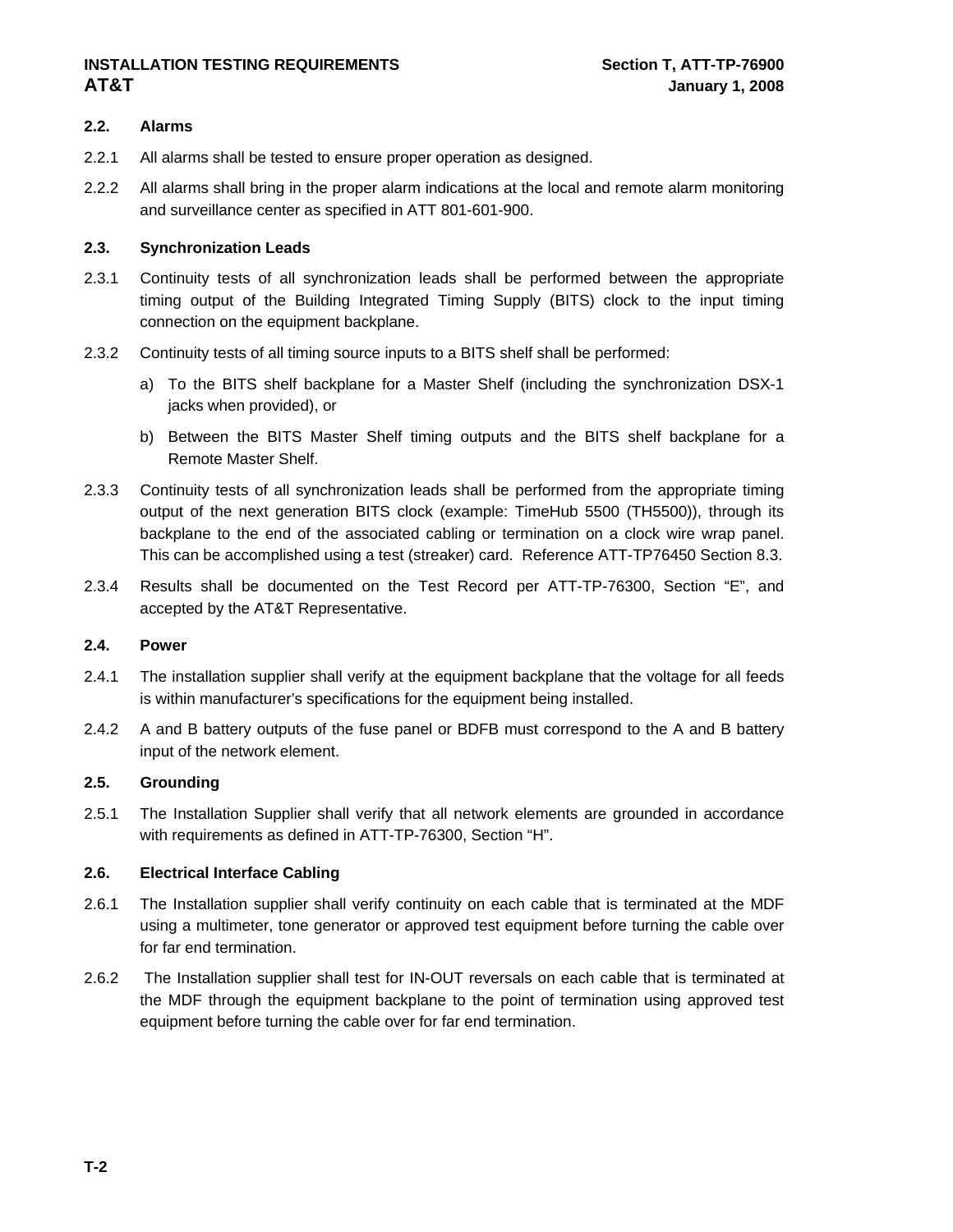### 2.2. Alarms

2.2.1 All alarms shall be tested to ensure proper operation as designed.

2.2.2 All alarms shall bring in the proper alarm indications at the local and remote alarm monitoring and surveillance center as specified in ATT 801-601-900.

### 2.3. Synchronization Leads

2.3.1 Continuity tests of all synchronization leads shall be performed between the appropriate timing output of the Building Integrated Timing Supply (BITS) clock to the input timing connection on the equipment backplane.

2.3.2 Continuity tests of all timing source inputs to a BITS shelf shall be performed:

a) To the BITS shelf backplane for a Master Shelf (including the synchronization DSX-1 jacks when provided), or

b) Between the BITS Master Shelf timing outputs and the BITS shelf backplane for a Remote Master Shelf.

2.3.3 Continuity tests of all synchronization leads shall be performed from the appropriate timing output of the next generation BITS clock (example: TimeHub 5500 (TH5500)), through its backplane to the end of the associated cabling or termination on a clock wire wrap panel. This can be accomplished using a test (streaker) card. Reference ATT-TP76450 Section 8.3.

2.3.4 Results shall be documented on the Test Record per ATT-TP-76300, Section "E", and accepted by the AT&T Representative.

### 2.4. Power

2.4.1 The installation supplier shall verify at the equipment backplane that the voltage for all feeds is within manufacturer's specifications for the equipment being installed.

2.4.2 A and B battery outputs of the fuse panel or BDFB must correspond to the A and B battery input of the network element.

### 2.5. Grounding

2.5.1 The Installation Supplier shall verify that all network elements are grounded in accordance with requirements as defined in ATT-TP-76300, Section "H".

### 2.6. Electrical Interface Cabling

2.6.1 The Installation supplier shall verify continuity on each cable that is terminated at the MDF using a multimeter, tone generator or approved test equipment before turning the cable over for far end termination.

2.6.2 The Installation supplier shall test for IN-OUT reversals on each cable that is terminated at the MDF through the equipment backplane to the point of termination using approved test equipment before turning the cable over for far end termination.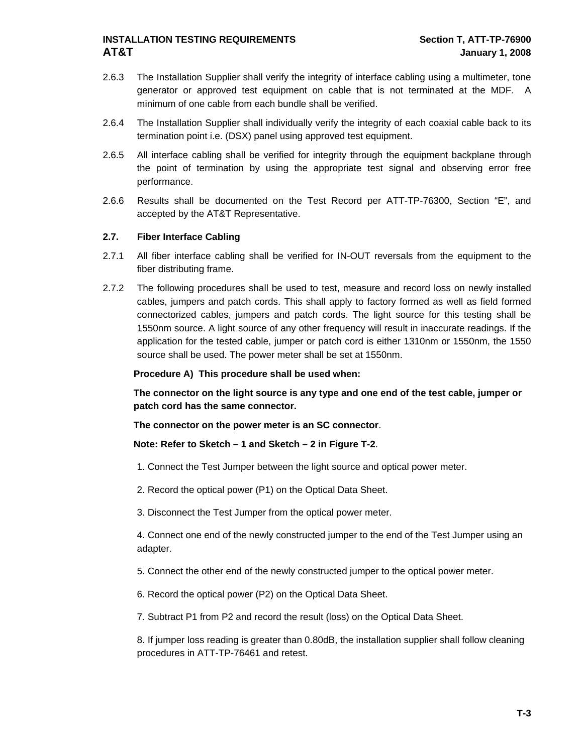2.6.3 The Installation Supplier shall verify the integrity of interface cabling using a multimeter, tone generator or approved test equipment on cable that is not terminated at the MDF. A minimum of one cable from each bundle shall be verified.

2.6.4 The Installation Supplier shall individually verify the integrity of each coaxial cable back to its termination point i.e. (DSX) panel using approved test equipment.

2.6.5 All interface cabling shall be verified for integrity through the equipment backplane through the point of termination by using the appropriate test signal and observing error free performance.

2.6.6 Results shall be documented on the Test Record per ATT-TP-76300, Section "E", and accepted by the AT&T Representative.

## 2.7. Fiber Interface Cabling

2.7.1 All fiber interface cabling shall be verified for IN-OUT reversals from the equipment to the fiber distributing frame.

2.7.2 The following procedures shall be used to test, measure and record loss on newly installed cables, jumpers and patch cords. This shall apply to factory formed as well as field formed connectorized cables, jumpers and patch cords. The light source for this testing shall be 1550nm source. A light source of any other frequency will result in inaccurate readings. If the application for the tested cable, jumper or patch cord is either 1310nm or 1550nm, the 1550 source shall be used. The power meter shall be set at 1550nm.

**Procedure A) This procedure shall be used when:**

**The connector on the light source is any type and one end of the test cable, jumper or patch cord has the same connector.**

**The connector on the power meter is an SC connector**.

**Note: Refer to Sketch – 1 and Sketch – 2 in Figure T-2**.

1. Connect the Test Jumper between the light source and optical power meter.

2. Record the optical power (P1) on the Optical Data Sheet.

3. Disconnect the Test Jumper from the optical power meter.

4. Connect one end of the newly constructed jumper to the end of the Test Jumper using an adapter.

5. Connect the other end of the newly constructed jumper to the optical power meter.

6. Record the optical power (P2) on the Optical Data Sheet.

7. Subtract P1 from P2 and record the result (loss) on the Optical Data Sheet.

8. If jumper loss reading is greater than 0.80dB, the installation supplier shall follow cleaning procedures in ATT-TP-76461 and retest.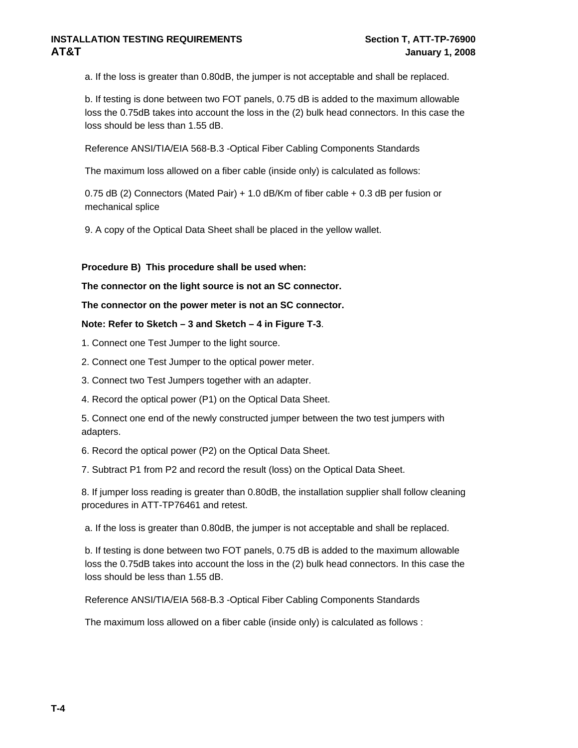a. If the loss is greater than 0.80dB, the jumper is not acceptable and shall be replaced.

b. If testing is done between two FOT panels, 0.75 dB is added to the maximum allowable loss the 0.75dB takes into account the loss in the (2) bulk head connectors. In this case the loss should be less than 1.55 dB.

Reference ANSI/TIA/EIA 568-B.3 -Optical Fiber Cabling Components Standards

The maximum loss allowed on a fiber cable (inside only) is calculated as follows:

0.75 dB (2) Connectors (Mated Pair) + 1.0 dB/Km of fiber cable + 0.3 dB per fusion or mechanical splice

9. A copy of the Optical Data Sheet shall be placed in the yellow wallet.

**Procedure B) This procedure shall be used when:**

**The connector on the light source is not an SC connector.**

**The connector on the power meter is not an SC connector.**

**Note: Refer to Sketch – 3 and Sketch – 4 in Figure T-3**.

1. Connect one Test Jumper to the light source.

2. Connect one Test Jumper to the optical power meter.

3. Connect two Test Jumpers together with an adapter.

4. Record the optical power (P1) on the Optical Data Sheet.

5. Connect one end of the newly constructed jumper between the two test jumpers with adapters.

6. Record the optical power (P2) on the Optical Data Sheet.

7. Subtract P1 from P2 and record the result (loss) on the Optical Data Sheet.

8. If jumper loss reading is greater than 0.80dB, the installation supplier shall follow cleaning procedures in ATT-TP76461 and retest.

a. If the loss is greater than 0.80dB, the jumper is not acceptable and shall be replaced.

b. If testing is done between two FOT panels, 0.75 dB is added to the maximum allowable loss the 0.75dB takes into account the loss in the (2) bulk head connectors. In this case the loss should be less than 1.55 dB.

Reference ANSI/TIA/EIA 568-B.3 -Optical Fiber Cabling Components Standards

The maximum loss allowed on a fiber cable (inside only) is calculated as follows :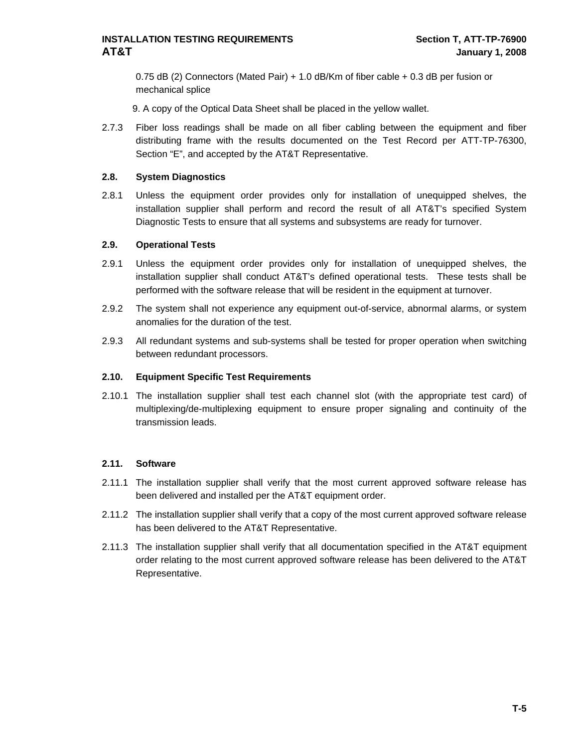0.75 dB (2) Connectors (Mated Pair) + 1.0 dB/Km of fiber cable + 0.3 dB per fusion or mechanical splice

9. A copy of the Optical Data Sheet shall be placed in the yellow wallet.

2.7.3 Fiber loss readings shall be made on all fiber cabling between the equipment and fiber distributing frame with the results documented on the Test Record per ATT-TP-76300, Section “E”, and accepted by the AT&T Representative.

**2.8. System Diagnostics**

2.8.1 Unless the equipment order provides only for installation of unequipped shelves, the installation supplier shall perform and record the result of all AT&T’s specified System Diagnostic Tests to ensure that all systems and subsystems are ready for turnover.

**2.9. Operational Tests**

2.9.1 Unless the equipment order provides only for installation of unequipped shelves, the installation supplier shall conduct AT&T’s defined operational tests. These tests shall be performed with the software release that will be resident in the equipment at turnover.

2.9.2 The system shall not experience any equipment out-of-service, abnormal alarms, or system anomalies for the duration of the test.

2.9.3 All redundant systems and sub-systems shall be tested for proper operation when switching between redundant processors.

**2.10. Equipment Specific Test Requirements**

2.10.1 The installation supplier shall test each channel slot (with the appropriate test card) of multiplexing/de-multiplexing equipment to ensure proper signaling and continuity of the transmission leads.

**2.11. Software**

2.11.1 The installation supplier shall verify that the most current approved software release has been delivered and installed per the AT&T equipment order.

2.11.2 The installation supplier shall verify that a copy of the most current approved software release has been delivered to the AT&T Representative.

2.11.3 The installation supplier shall verify that all documentation specified in the AT&T equipment order relating to the most current approved software release has been delivered to the AT&T Representative.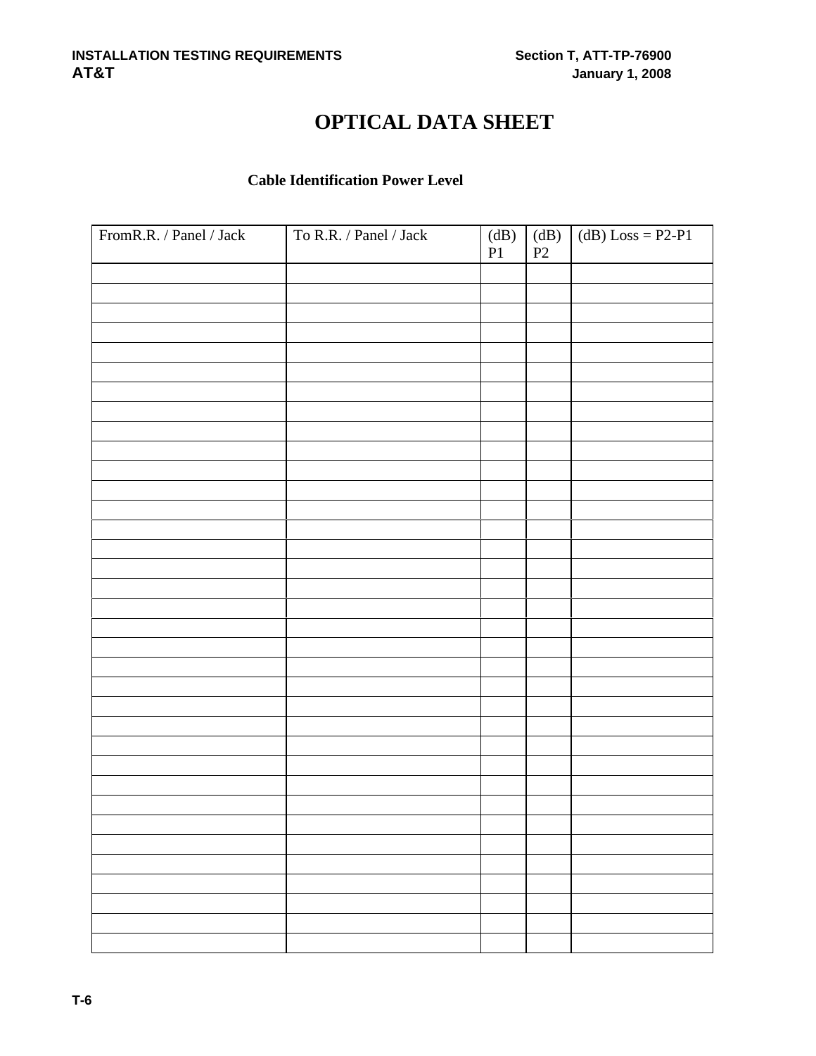# OPTICAL DATA SHEET

**Cable Identification Power Level**

| FromR.R. / Panel / Jack | To R.R. / Panel / Jack | (dB) P1 | (dB) P2 | (dB) Loss = P2-P1 |
|---|---|---|---|---|
| | | | | |
| | | | | |
| | | | | |
| | | | | |
| | | | | |
| | | | | |
| | | | | |
| | | | | |
| | | | | |
| | | | | |
| | | | | |
| | | | | |
| | | | | |
| | | | | |
| | | | | |
| | | | | |
| | | | | |
| | | | | |
| | | | | |
| | | | | |
| | | | | |
| | | | | |
| | | | | |
| | | | | |
| | | | | |
| | | | | |
| | | | | |
| | | | | |
| | | | | |
| | | | | |
| | | | | |
| | | | | |
| | | | | |
| | | | | |
| | | | | |
| | | | | |
| | | | | |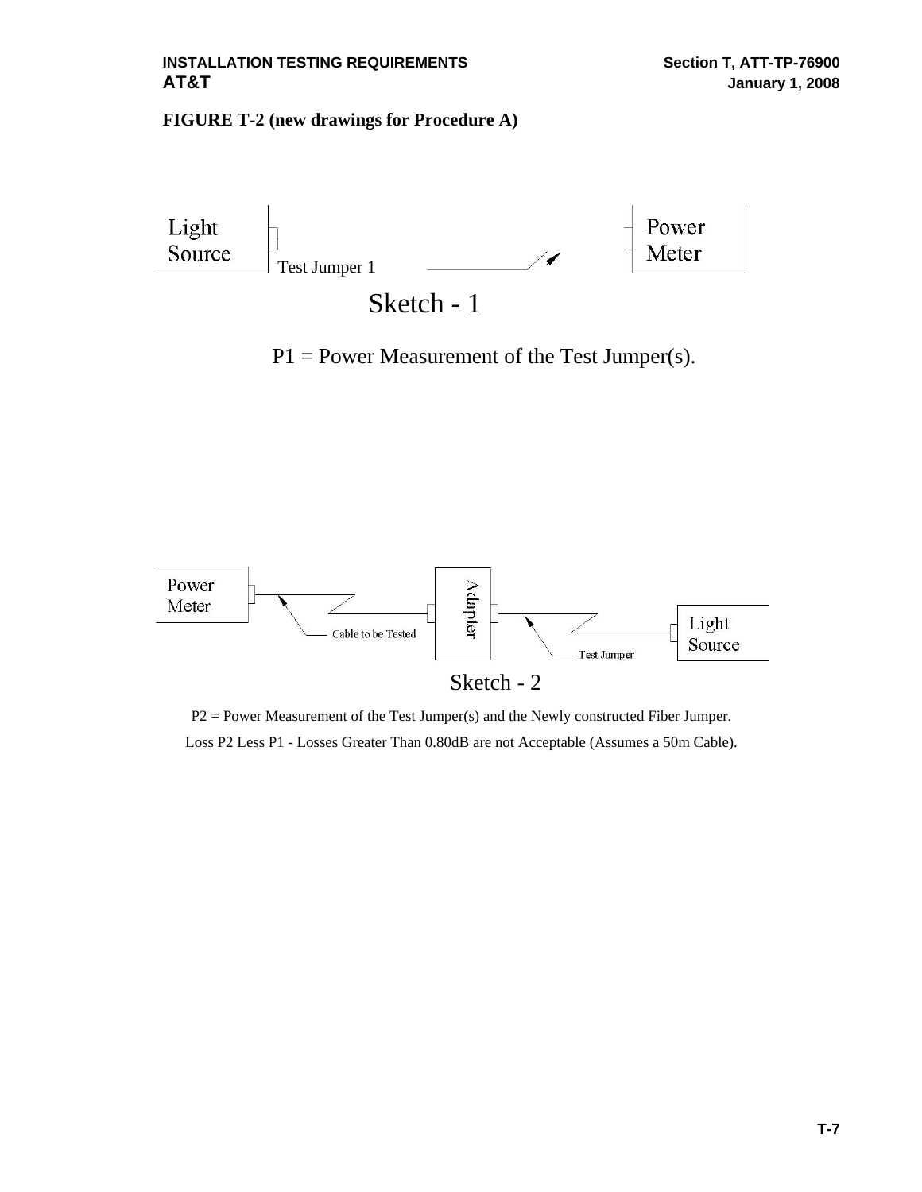**FIGURE T-2 (new drawings for Procedure A)**

Light Source

Test Jumper 1

Power Meter

Sketch - 1

P1 = Power Measurement of the Test Jumper(s).

Power Meter

Cable to be Tested

Adapter

Test Jumper

Light Source

Sketch - 2

P2 = Power Measurement of the Test Jumper(s) and the Newly constructed Fiber Jumper.

Loss P2 Less P1 - Losses Greater Than 0.80dB are not Acceptable (Assumes a 50m Cable).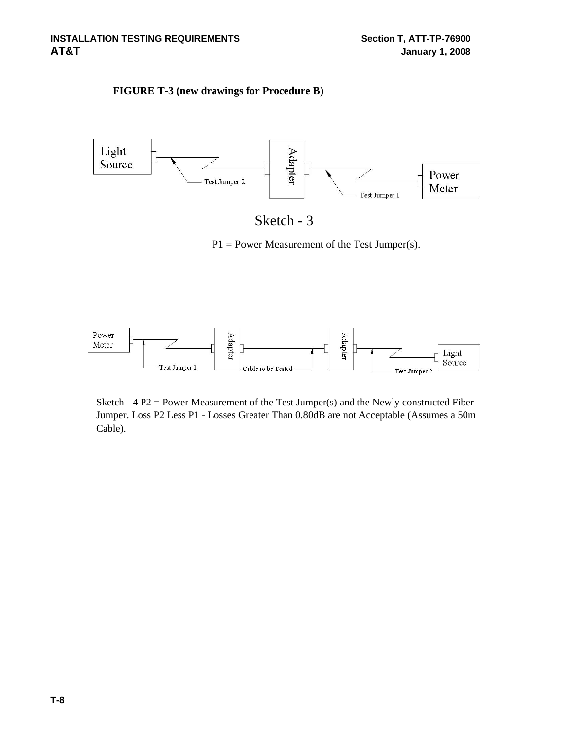**FIGURE T-3 (new drawings for Procedure B)**

Sketch - 3

P1 = Power Measurement of the Test Jumper(s).

Sketch - 4 P2 = Power Measurement of the Test Jumper(s) and the Newly constructed Fiber Jumper. Loss P2 Less P1 - Losses Greater Than 0.80dB are not Acceptable (Assumes a 50m Cable).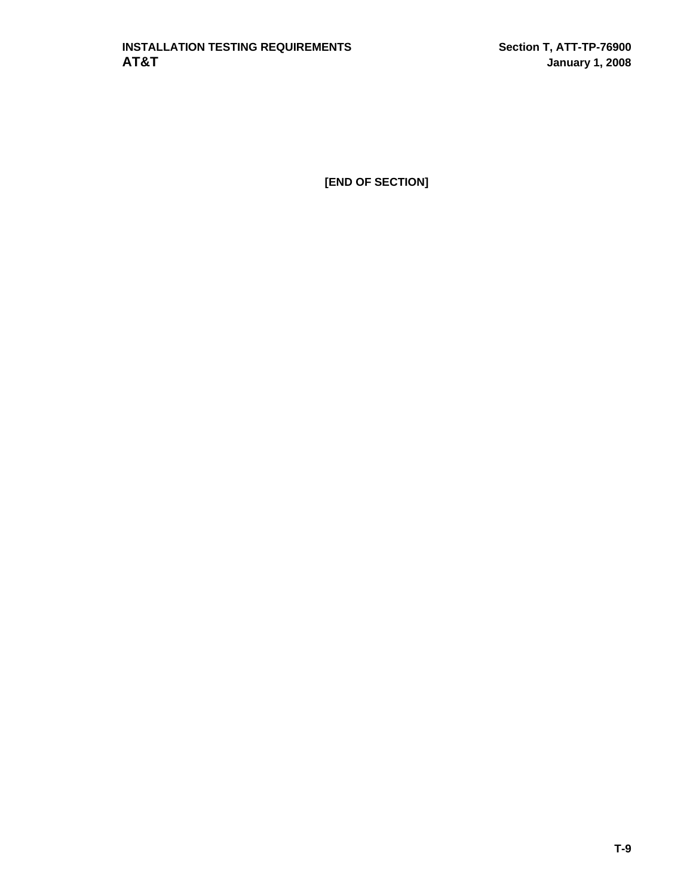**[END OF SECTION]**